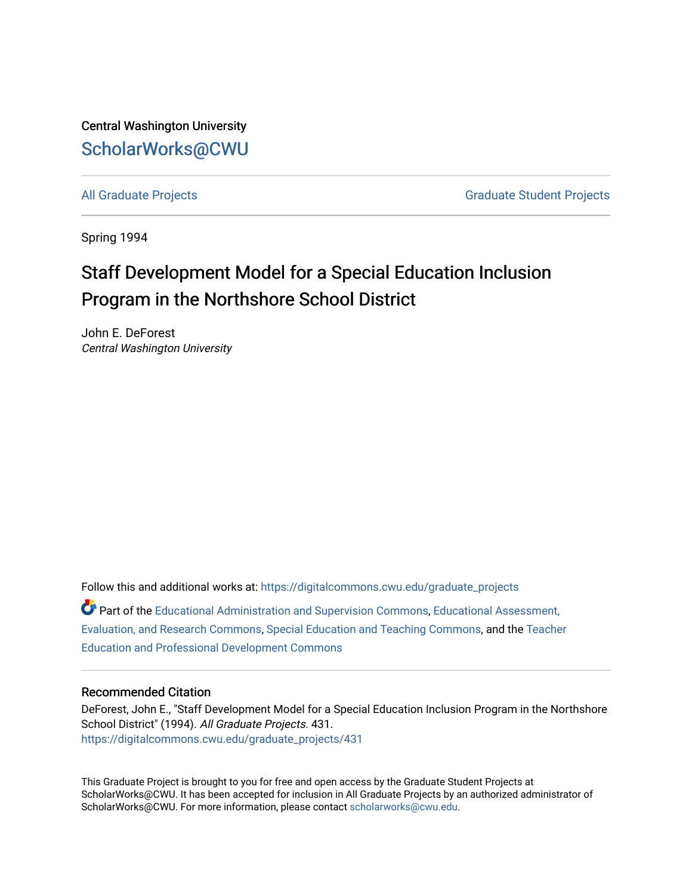Central Washington University

ScholarWorks@CWU

All Graduate Projects

Graduate Student Projects

Spring 1994

# Staff Development Model for a Special Education Inclusion Program in the Northshore School District

John E. DeForest
*Central Washington University*

Follow this and additional works at: https://digitalcommons.cwu.edu/graduate_projects

Part of the Educational Administration and Supervision Commons, Educational Assessment, Evaluation, and Research Commons, Special Education and Teaching Commons, and the Teacher Education and Professional Development Commons

## Recommended Citation

DeForest, John E., "Staff Development Model for a Special Education Inclusion Program in the Northshore School District" (1994). *All Graduate Projects*. 431.
https://digitalcommons.cwu.edu/graduate_projects/431

This Graduate Project is brought to you for free and open access by the Graduate Student Projects at ScholarWorks@CWU. It has been accepted for inclusion in All Graduate Projects by an authorized administrator of ScholarWorks@CWU. For more information, please contact scholarworks@cwu.edu.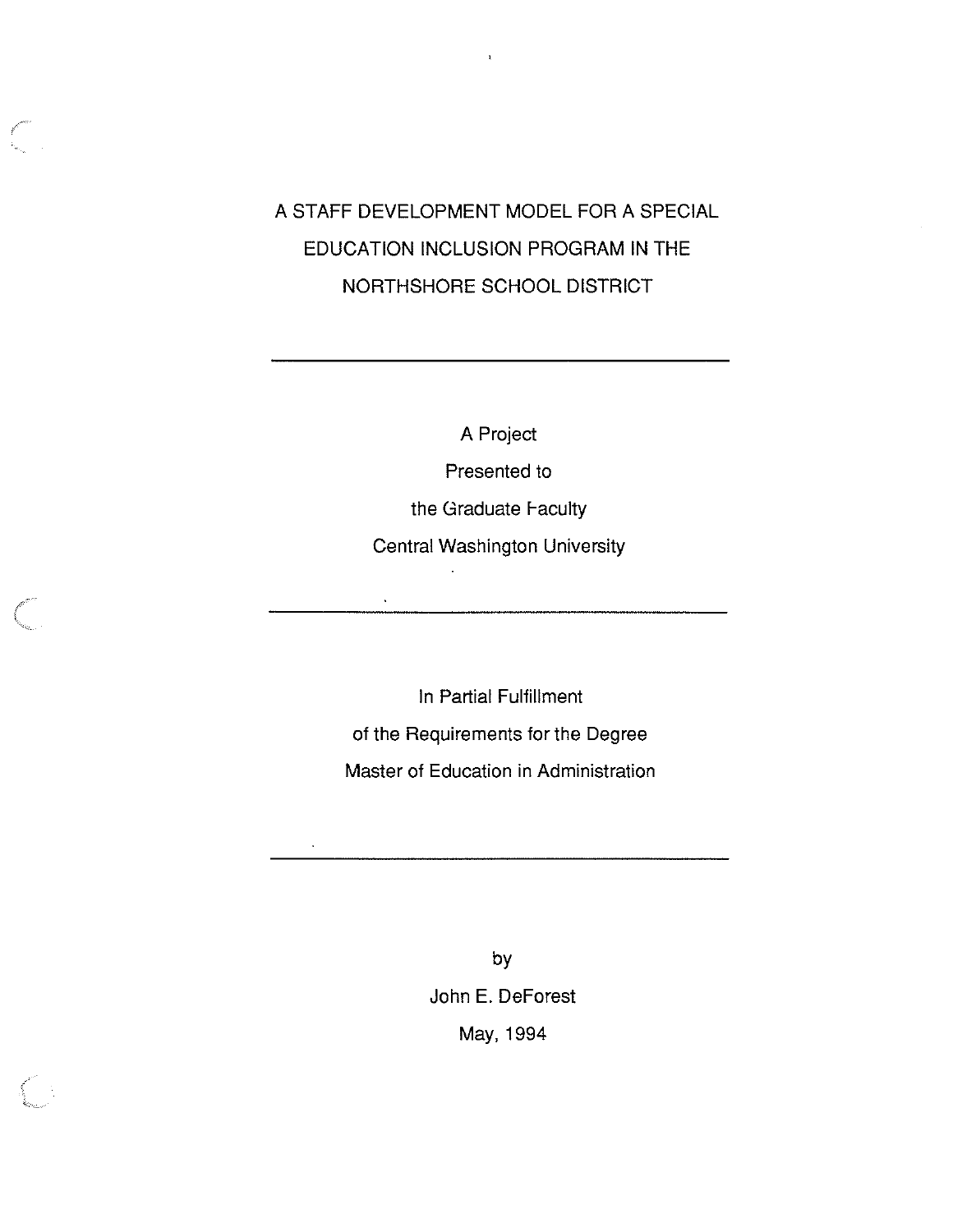# A STAFF DEVELOPMENT MODEL FOR A SPECIAL EDUCATION INCLUSION PROGRAM IN THE NORTHSHORE SCHOOL DISTRICT

---

A Project

Presented to

the Graduate Faculty

Central Washington University

---

In Partial Fulfillment

of the Requirements for the Degree

Master of Education in Administration

---

by

John E. DeForest

May, 1994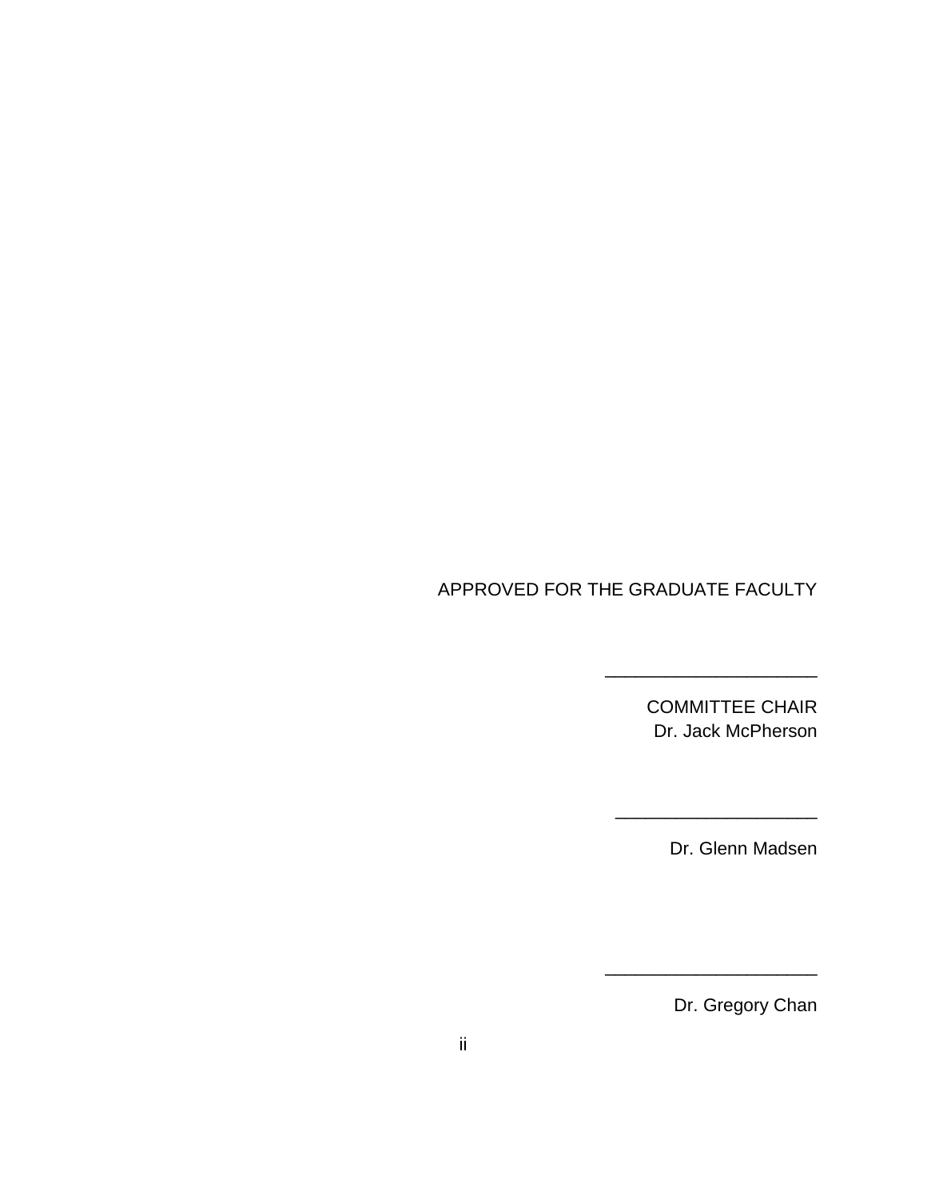APPROVED FOR THE GRADUATE FACULTY

_____________________

COMMITTEE CHAIR
Dr. Jack McPherson

____________________

Dr. Glenn Madsen

_____________________

Dr. Gregory Chan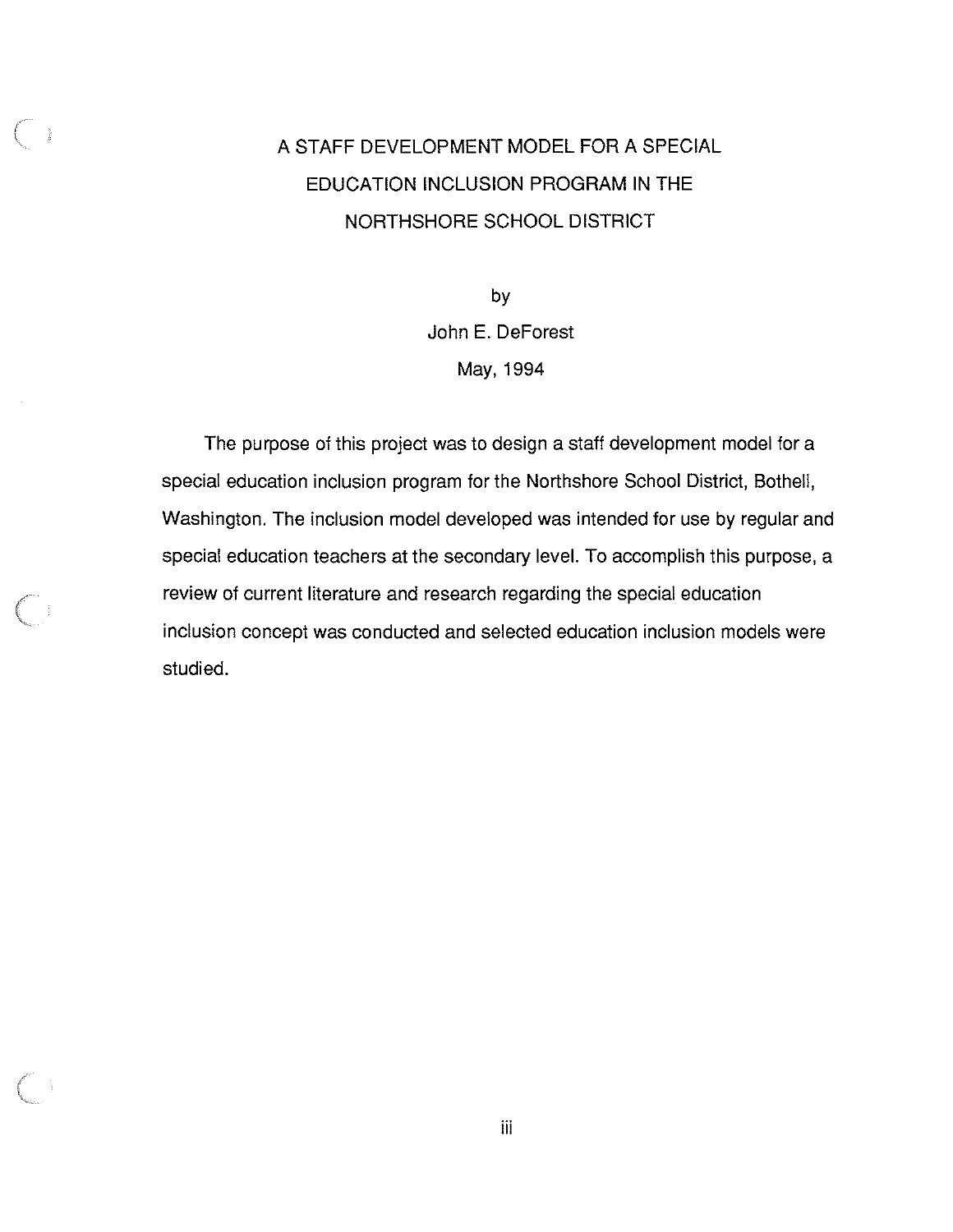# A STAFF DEVELOPMENT MODEL FOR A SPECIAL EDUCATION INCLUSION PROGRAM IN THE NORTHSHORE SCHOOL DISTRICT

by

John E. DeForest

May, 1994

The purpose of this project was to design a staff development model for a special education inclusion program for the Northshore School District, Bothell, Washington. The inclusion model developed was intended for use by regular and special education teachers at the secondary level. To accomplish this purpose, a review of current literature and research regarding the special education inclusion concept was conducted and selected education inclusion models were studied.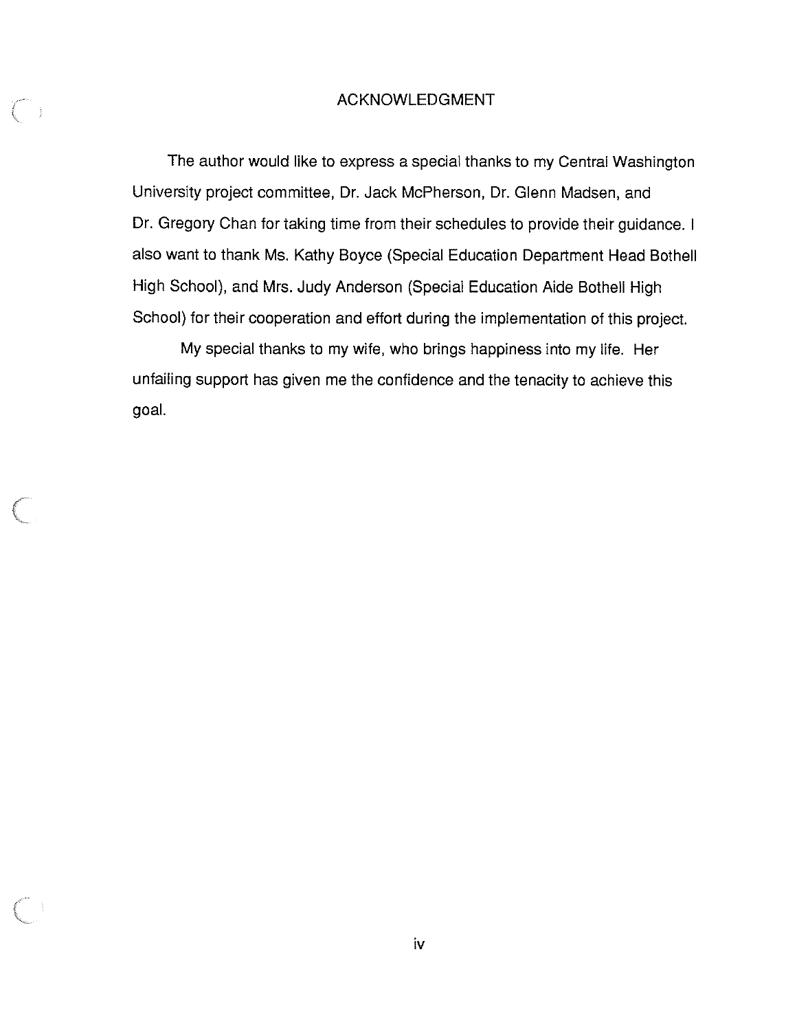# ACKNOWLEDGMENT

The author would like to express a special thanks to my Central Washington University project committee, Dr. Jack McPherson, Dr. Glenn Madsen, and Dr. Gregory Chan for taking time from their schedules to provide their guidance. I also want to thank Ms. Kathy Boyce (Special Education Department Head Bothell High School), and Mrs. Judy Anderson (Special Education Aide Bothell High School) for their cooperation and effort during the implementation of this project.

My special thanks to my wife, who brings happiness into my life. Her unfailing support has given me the confidence and the tenacity to achieve this goal.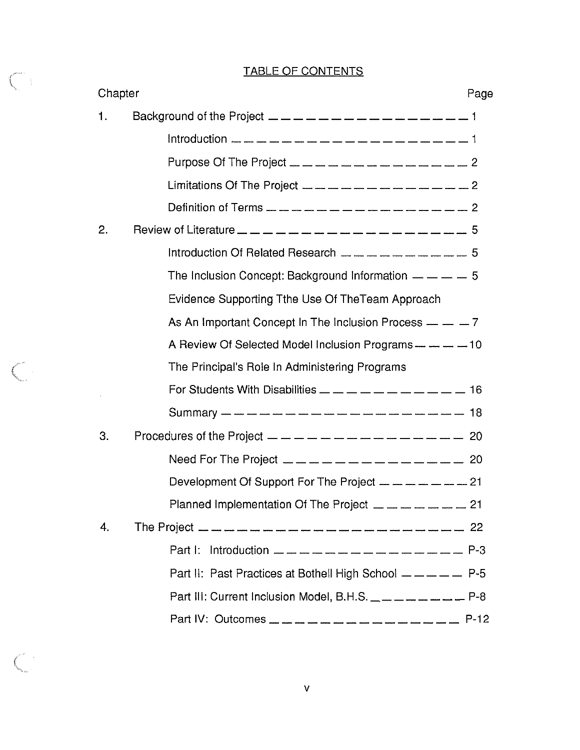# TABLE OF CONTENTS

| Chapter | | Page |
|---|---|---|
| 1. | Background of the Project | 1 |
| | Introduction | 1 |
| | Purpose Of The Project | 2 |
| | Limitations Of The Project | 2 |
| | Definition of Terms | 2 |
| 2. | Review of Literature | 5 |
| | Introduction Of Related Research | 5 |
| | The Inclusion Concept: Background Information | 5 |
| | Evidence Supporting Tthe Use Of TheTeam Approach As An Important Concept In The Inclusion Process | 7 |
| | A Review Of Selected Model Inclusion Programs | 10 |
| | The Principal's Role In Administering Programs For Students With Disabilities | 16 |
| | Summary | 18 |
| 3. | Procedures of the Project | 20 |
| | Need For The Project | 20 |
| | Development Of Support For The Project | 21 |
| | Planned Implementation Of The Project | 21 |
| 4. | The Project | 22 |
| | Part I: Introduction | P-3 |
| | Part II: Past Practices at Bothell High School | P-5 |
| | Part III: Current Inclusion Model, B.H.S. | P-8 |
| | Part IV: Outcomes | P-12 |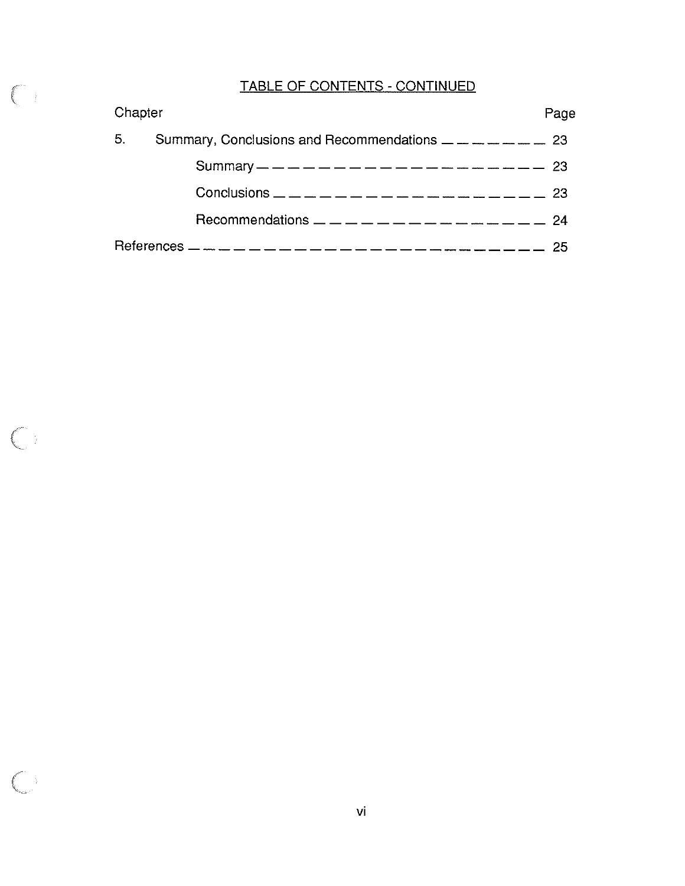## TABLE OF CONTENTS - CONTINUED

| Chapter | | Page |
| --- | --- | --- |
| 5. | Summary, Conclusions and Recommendations | 23 |
| | Summary | 23 |
| | Conclusions | 23 |
| | Recommendations | 24 |
| References | | 25 |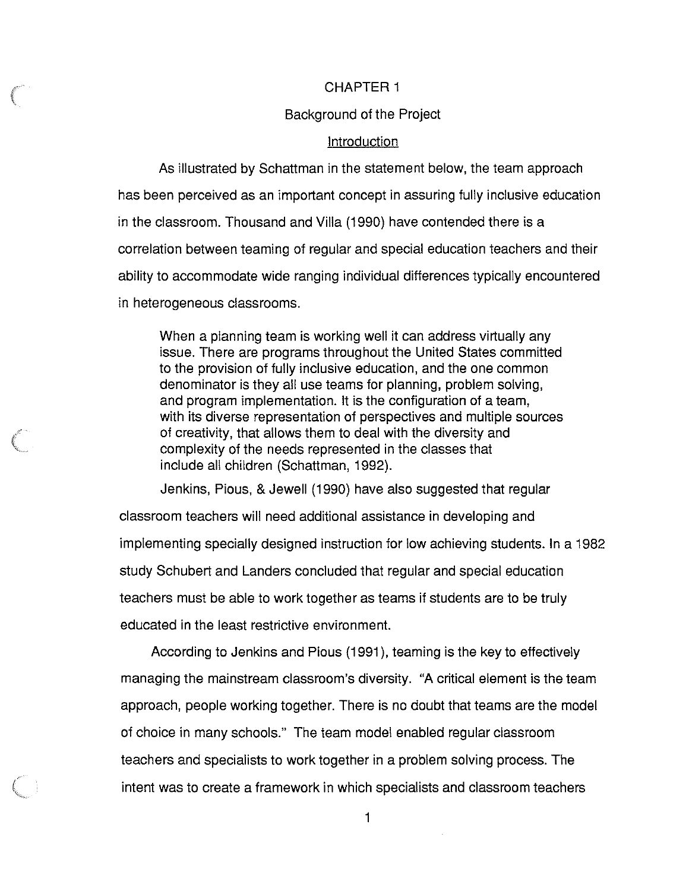# CHAPTER 1

## Background of the Project

### Introduction

As illustrated by Schattman in the statement below, the team approach has been perceived as an important concept in assuring fully inclusive education in the classroom. Thousand and Villa (1990) have contended there is a correlation between teaming of regular and special education teachers and their ability to accommodate wide ranging individual differences typically encountered in heterogeneous classrooms.

> When a planning team is working well it can address virtually any issue. There are programs throughout the United States committed to the provision of fully inclusive education, and the one common denominator is they all use teams for planning, problem solving, and program implementation. It is the configuration of a team, with its diverse representation of perspectives and multiple sources of creativity, that allows them to deal with the diversity and complexity of the needs represented in the classes that include all children (Schattman, 1992).

Jenkins, Pious, & Jewell (1990) have also suggested that regular classroom teachers will need additional assistance in developing and implementing specially designed instruction for low achieving students. In a 1982 study Schubert and Landers concluded that regular and special education teachers must be able to work together as teams if students are to be truly educated in the least restrictive environment.

According to Jenkins and Pious (1991), teaming is the key to effectively managing the mainstream classroom's diversity. "A critical element is the team approach, people working together. There is no doubt that teams are the model of choice in many schools." The team model enabled regular classroom teachers and specialists to work together in a problem solving process. The intent was to create a framework in which specialists and classroom teachers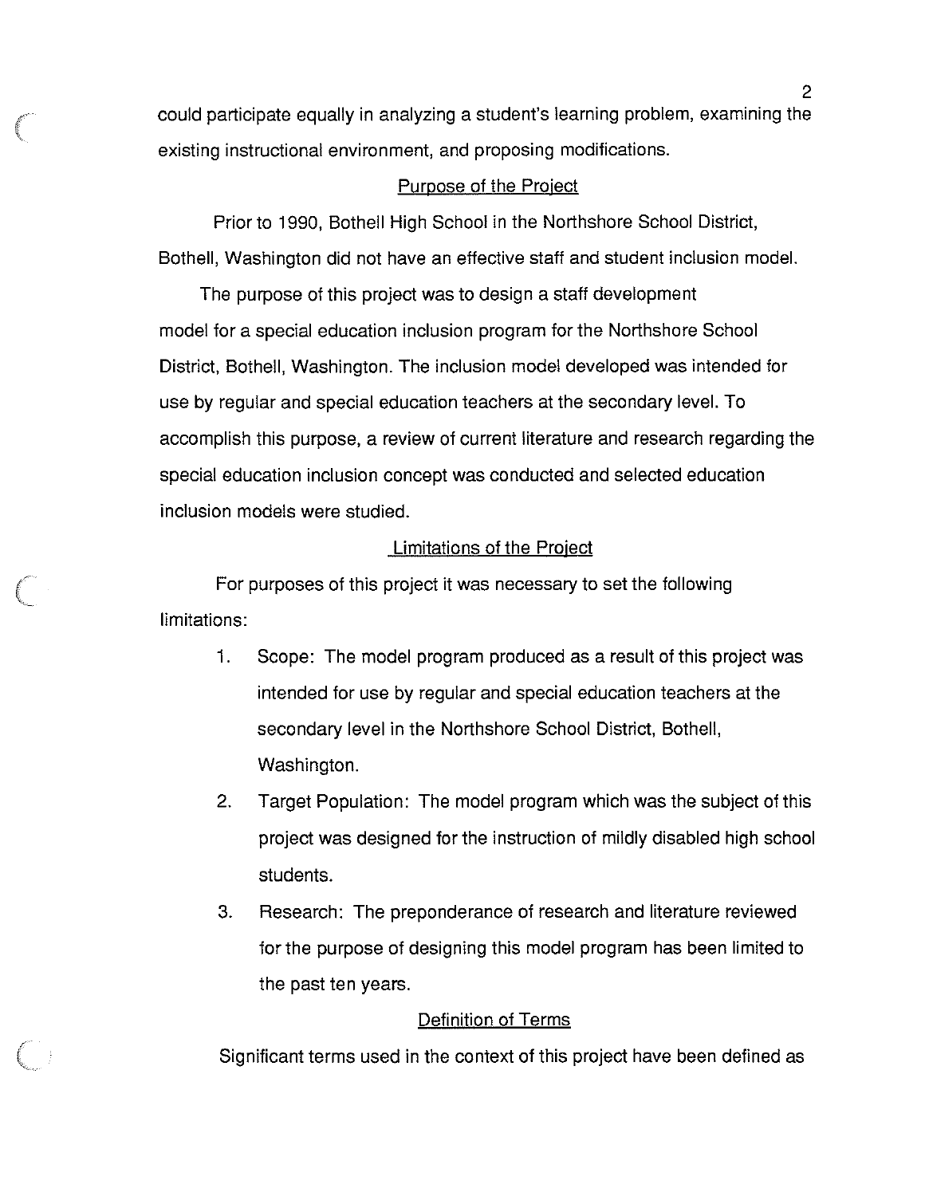could participate equally in analyzing a student's learning problem, examining the existing instructional environment, and proposing modifications.

## Purpose of the Project

Prior to 1990, Bothell High School in the Northshore School District, Bothell, Washington did not have an effective staff and student inclusion model.

The purpose of this project was to design a staff development model for a special education inclusion program for the Northshore School District, Bothell, Washington. The inclusion model developed was intended for use by regular and special education teachers at the secondary level. To accomplish this purpose, a review of current literature and research regarding the special education inclusion concept was conducted and selected education inclusion models were studied.

## Limitations of the Project

For purposes of this project it was necessary to set the following limitations:

1. Scope: The model program produced as a result of this project was intended for use by regular and special education teachers at the secondary level in the Northshore School District, Bothell, Washington.
2. Target Population: The model program which was the subject of this project was designed for the instruction of mildly disabled high school students.
3. Research: The preponderance of research and literature reviewed for the purpose of designing this model program has been limited to the past ten years.

## Definition of Terms

Significant terms used in the context of this project have been defined as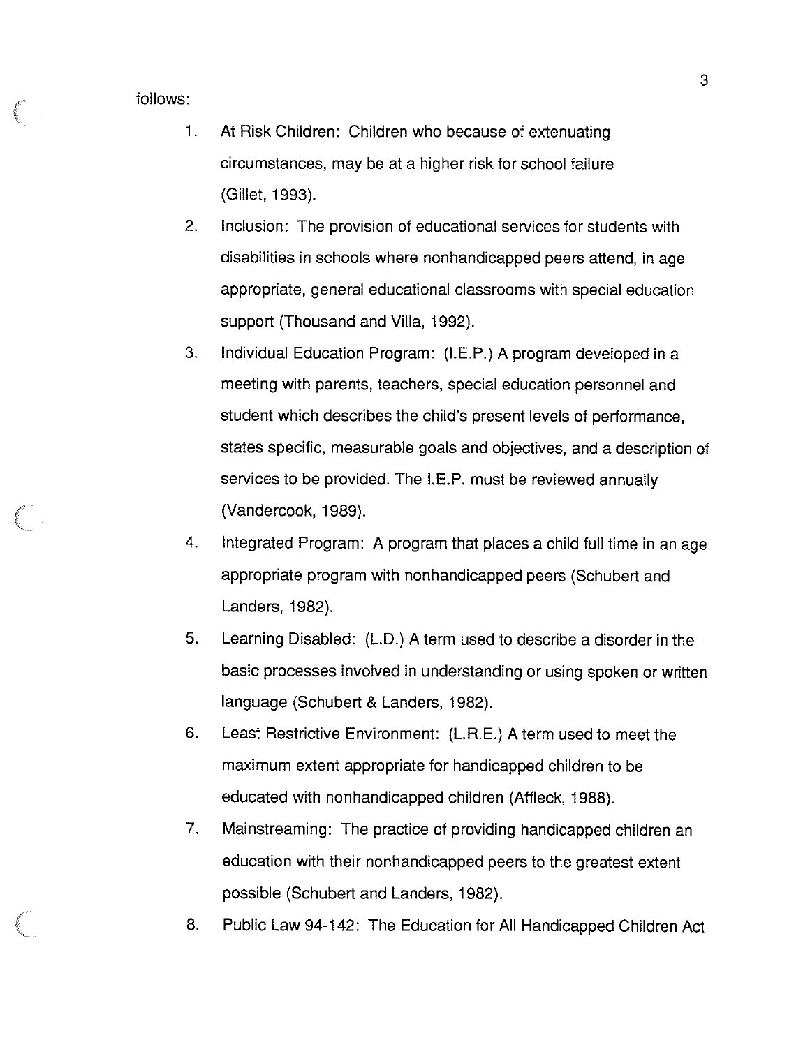follows:

1. At Risk Children: Children who because of extenuating circumstances, may be at a higher risk for school failure (Gillet, 1993).
2. Inclusion: The provision of educational services for students with disabilities in schools where nonhandicapped peers attend, in age appropriate, general educational classrooms with special education support (Thousand and Villa, 1992).
3. Individual Education Program: (I.E.P.) A program developed in a meeting with parents, teachers, special education personnel and student which describes the child's present levels of performance, states specific, measurable goals and objectives, and a description of services to be provided. The I.E.P. must be reviewed annually (Vandercook, 1989).
4. Integrated Program: A program that places a child full time in an age appropriate program with nonhandicapped peers (Schubert and Landers, 1982).
5. Learning Disabled: (L.D.) A term used to describe a disorder in the basic processes involved in understanding or using spoken or written language (Schubert & Landers, 1982).
6. Least Restrictive Environment: (L.R.E.) A term used to meet the maximum extent appropriate for handicapped children to be educated with nonhandicapped children (Affleck, 1988).
7. Mainstreaming: The practice of providing handicapped children an education with their nonhandicapped peers to the greatest extent possible (Schubert and Landers, 1982).
8. Public Law 94-142: The Education for All Handicapped Children Act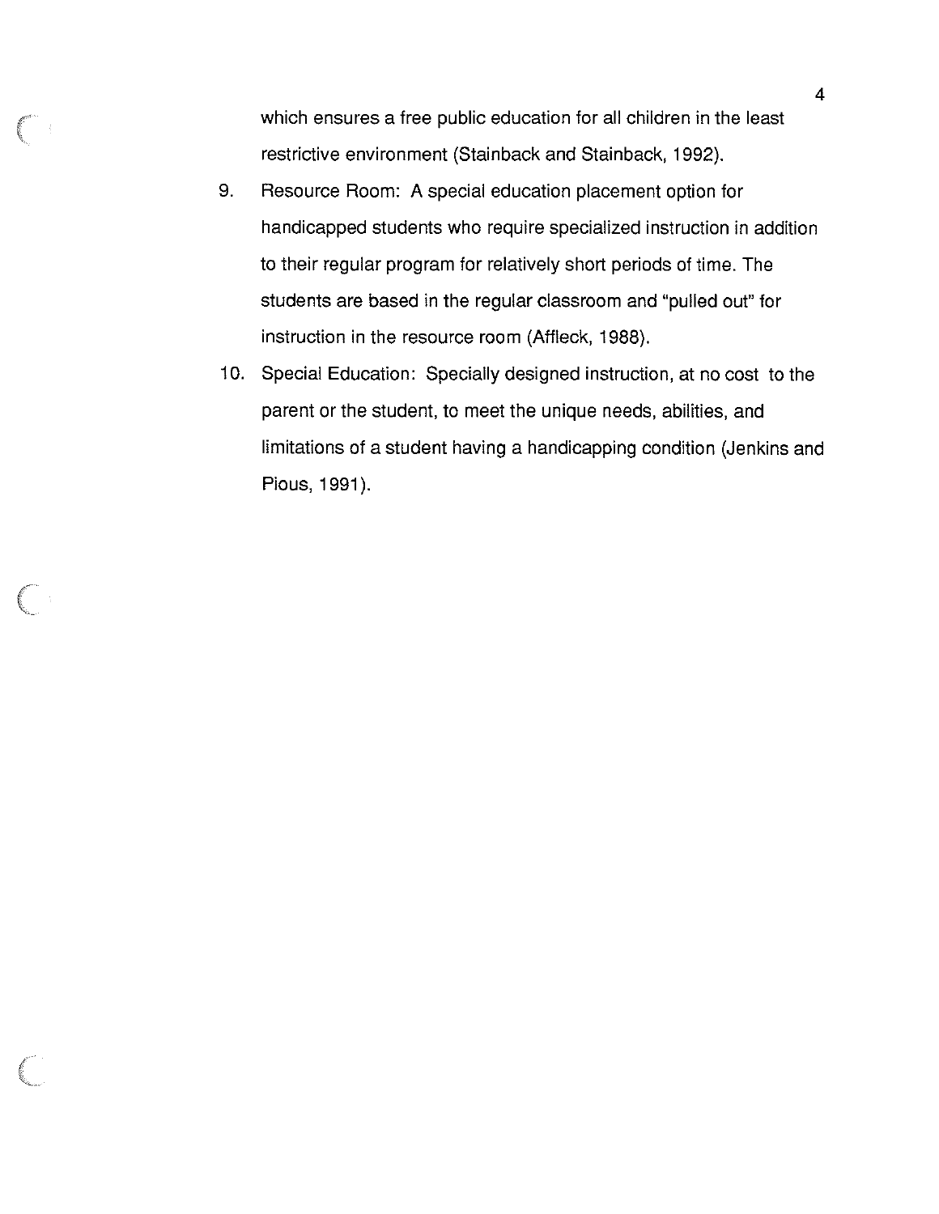which ensures a free public education for all children in the least restrictive environment (Stainback and Stainback, 1992).

9. Resource Room: A special education placement option for handicapped students who require specialized instruction in addition to their regular program for relatively short periods of time. The students are based in the regular classroom and "pulled out" for instruction in the resource room (Affleck, 1988).

10. Special Education: Specially designed instruction, at no cost to the parent or the student, to meet the unique needs, abilities, and limitations of a student having a handicapping condition (Jenkins and Pious, 1991).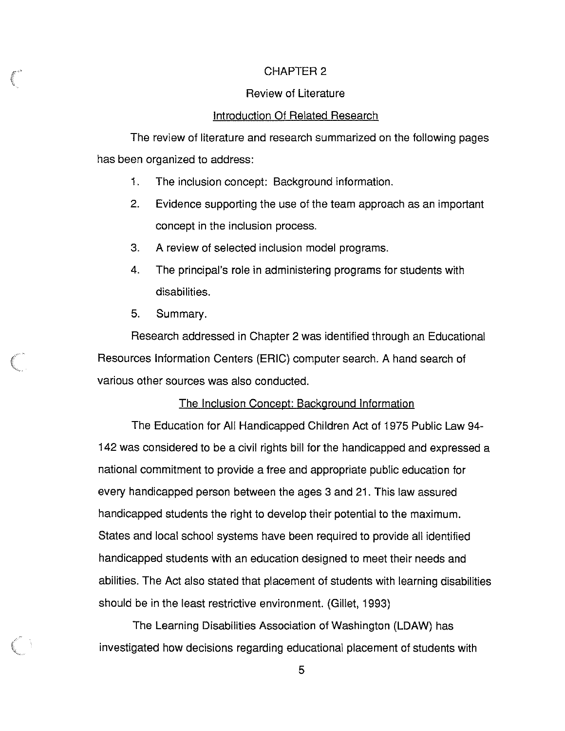# CHAPTER 2

## Review of Literature

### Introduction Of Related Research

The review of literature and research summarized on the following pages has been organized to address:

1. The inclusion concept: Background information.
2. Evidence supporting the use of the team approach as an important concept in the inclusion process.
3. A review of selected inclusion model programs.
4. The principal's role in administering programs for students with disabilities.
5. Summary.

Research addressed in Chapter 2 was identified through an Educational Resources Information Centers (ERIC) computer search. A hand search of various other sources was also conducted.

### The Inclusion Concept: Background Information

The Education for All Handicapped Children Act of 1975 Public Law 94-142 was considered to be a civil rights bill for the handicapped and expressed a national commitment to provide a free and appropriate public education for every handicapped person between the ages 3 and 21. This law assured handicapped students the right to develop their potential to the maximum. States and local school systems have been required to provide all identified handicapped students with an education designed to meet their needs and abilities. The Act also stated that placement of students with learning disabilities should be in the least restrictive environment. (Gillet, 1993)

The Learning Disabilities Association of Washington (LDAW) has investigated how decisions regarding educational placement of students with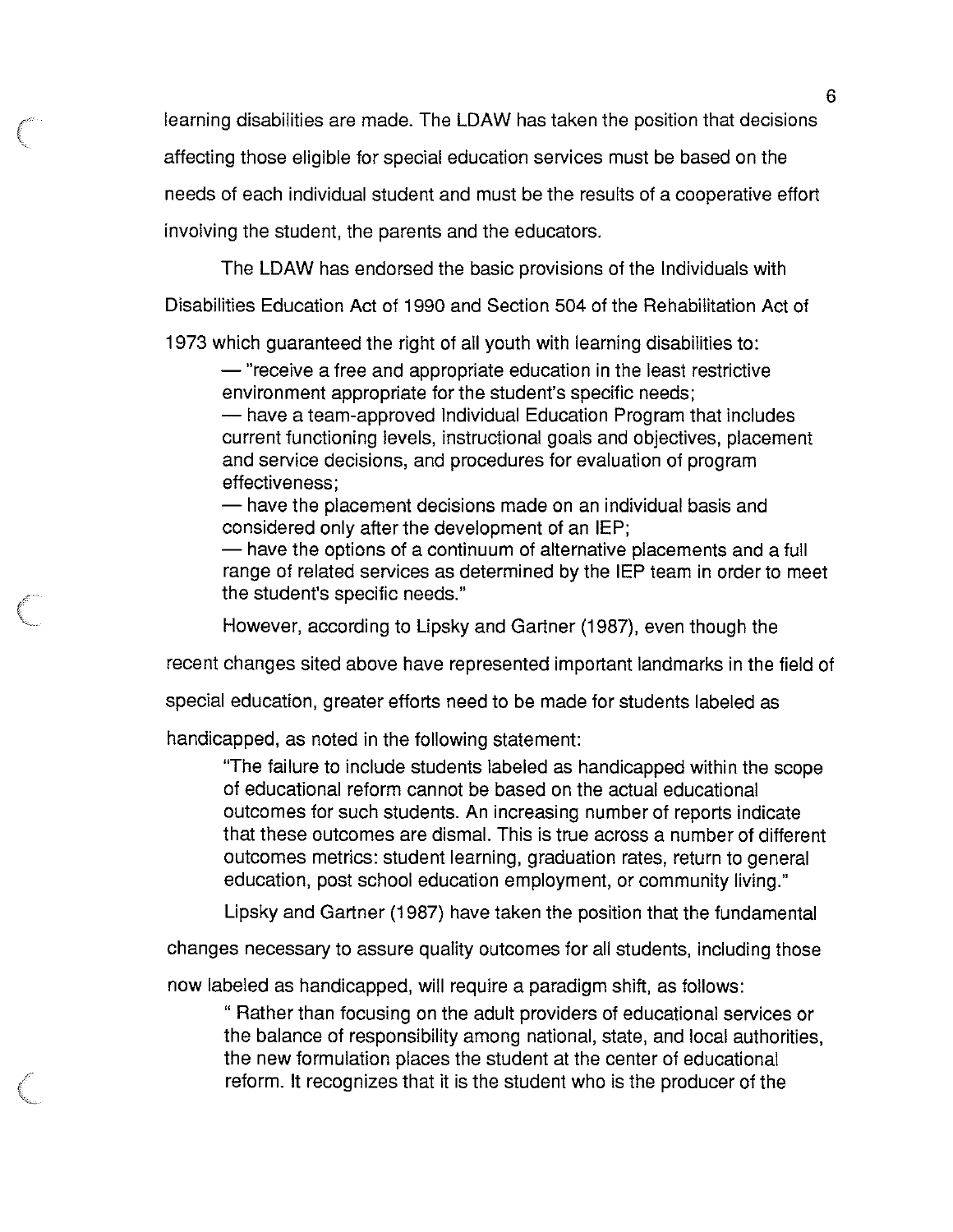learning disabilities are made. The LDAW has taken the position that decisions affecting those eligible for special education services must be based on the needs of each individual student and must be the results of a cooperative effort involving the student, the parents and the educators.

The LDAW has endorsed the basic provisions of the Individuals with Disabilities Education Act of 1990 and Section 504 of the Rehabilitation Act of 1973 which guaranteed the right of all youth with learning disabilities to:

> — "receive a free and appropriate education in the least restrictive environment appropriate for the student's specific needs;
> — have a team-approved Individual Education Program that includes current functioning levels, instructional goals and objectives, placement and service decisions, and procedures for evaluation of program effectiveness;
> — have the placement decisions made on an individual basis and considered only after the development of an IEP;
> — have the options of a continuum of alternative placements and a full range of related services as determined by the IEP team in order to meet the student's specific needs."

However, according to Lipsky and Gartner (1987), even though the recent changes sited above have represented important landmarks in the field of special education, greater efforts need to be made for students labeled as handicapped, as noted in the following statement:

> "The failure to include students labeled as handicapped within the scope of educational reform cannot be based on the actual educational outcomes for such students. An increasing number of reports indicate that these outcomes are dismal. This is true across a number of different outcomes metrics: student learning, graduation rates, return to general education, post school education employment, or community living."

Lipsky and Gartner (1987) have taken the position that the fundamental changes necessary to assure quality outcomes for all students, including those now labeled as handicapped, will require a paradigm shift, as follows:

> " Rather than focusing on the adult providers of educational services or the balance of responsibility among national, state, and local authorities, the new formulation places the student at the center of educational reform. It recognizes that it is the student who is the producer of the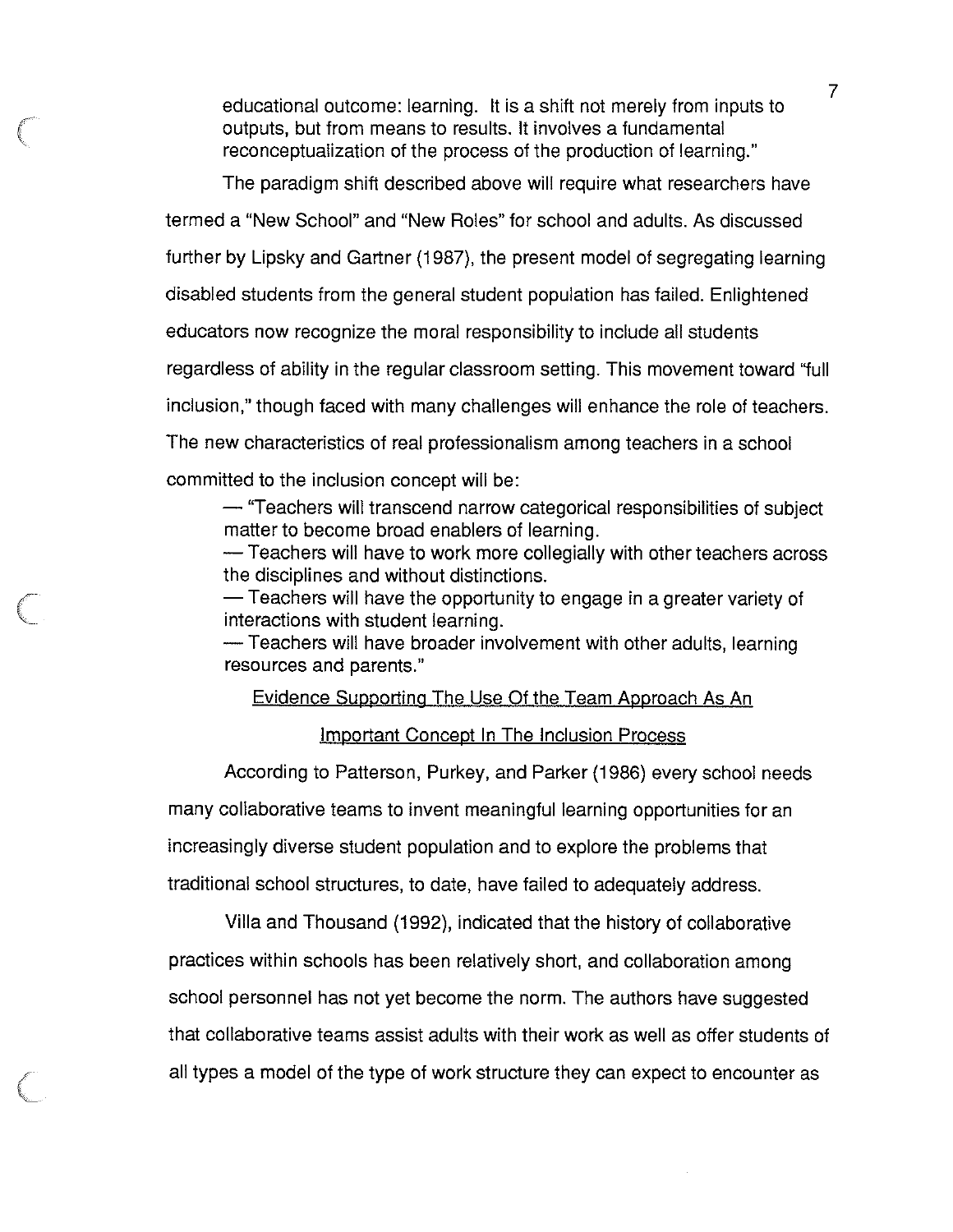educational outcome: learning. It is a shift not merely from inputs to outputs, but from means to results. It involves a fundamental reconceptualization of the process of the production of learning."

The paradigm shift described above will require what researchers have termed a "New School" and "New Roles" for school and adults. As discussed further by Lipsky and Gartner (1987), the present model of segregating learning disabled students from the general student population has failed. Enlightened educators now recognize the moral responsibility to include all students regardless of ability in the regular classroom setting. This movement toward "full inclusion," though faced with many challenges will enhance the role of teachers. The new characteristics of real professionalism among teachers in a school committed to the inclusion concept will be:

> — "Teachers will transcend narrow categorical responsibilities of subject matter to become broad enablers of learning.
> — Teachers will have to work more collegially with other teachers across the disciplines and without distinctions.
> — Teachers will have the opportunity to engage in a greater variety of interactions with student learning.
> — Teachers will have broader involvement with other adults, learning resources and parents."

## Evidence Supporting The Use Of the Team Approach As An Important Concept In The Inclusion Process

According to Patterson, Purkey, and Parker (1986) every school needs many collaborative teams to invent meaningful learning opportunities for an increasingly diverse student population and to explore the problems that traditional school structures, to date, have failed to adequately address.

Villa and Thousand (1992), indicated that the history of collaborative practices within schools has been relatively short, and collaboration among school personnel has not yet become the norm. The authors have suggested that collaborative teams assist adults with their work as well as offer students of all types a model of the type of work structure they can expect to encounter as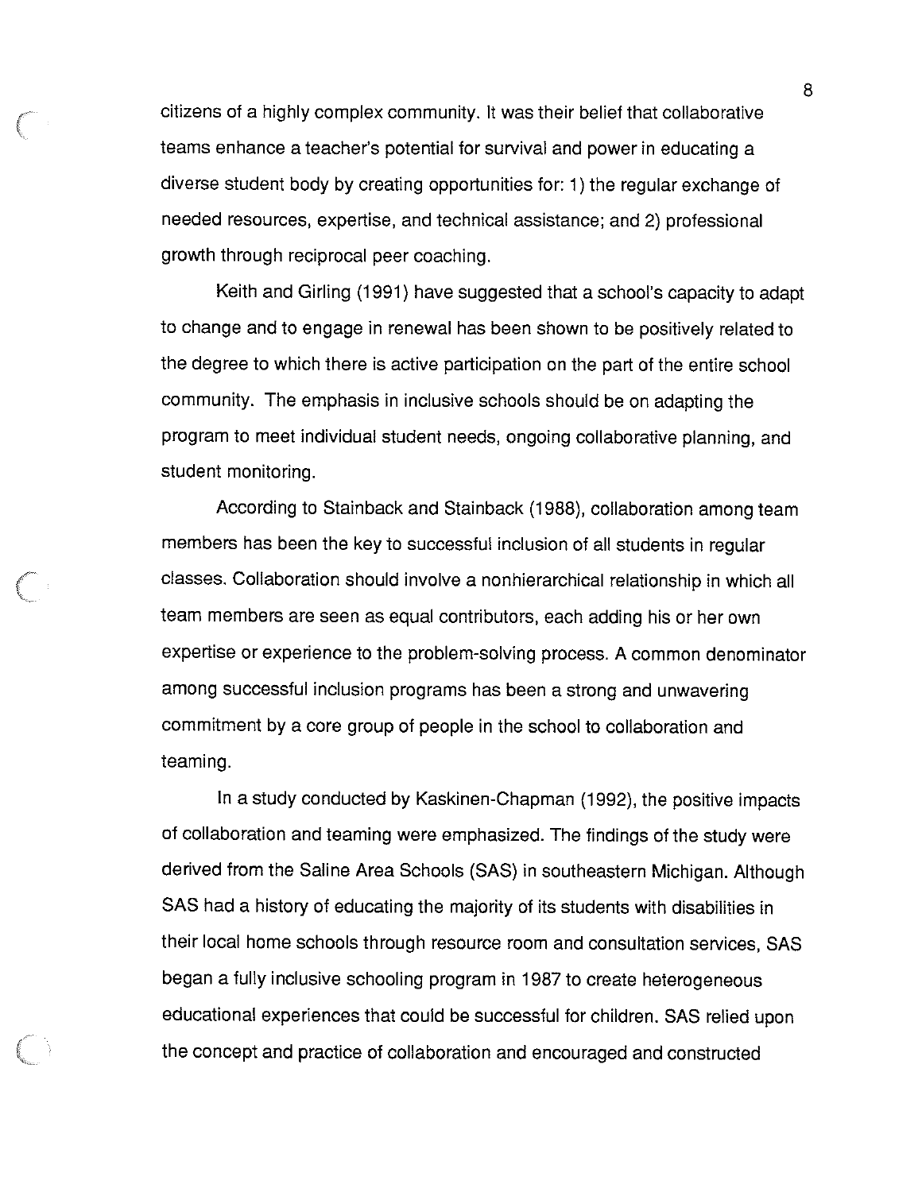citizens of a highly complex community. It was their belief that collaborative teams enhance a teacher's potential for survival and power in educating a diverse student body by creating opportunities for: 1) the regular exchange of needed resources, expertise, and technical assistance; and 2) professional growth through reciprocal peer coaching.

Keith and Girling (1991) have suggested that a school's capacity to adapt to change and to engage in renewal has been shown to be positively related to the degree to which there is active participation on the part of the entire school community. The emphasis in inclusive schools should be on adapting the program to meet individual student needs, ongoing collaborative planning, and student monitoring.

According to Stainback and Stainback (1988), collaboration among team members has been the key to successful inclusion of all students in regular classes. Collaboration should involve a nonhierarchical relationship in which all team members are seen as equal contributors, each adding his or her own expertise or experience to the problem-solving process. A common denominator among successful inclusion programs has been a strong and unwavering commitment by a core group of people in the school to collaboration and teaming.

In a study conducted by Kaskinen-Chapman (1992), the positive impacts of collaboration and teaming were emphasized. The findings of the study were derived from the Saline Area Schools (SAS) in southeastern Michigan. Although SAS had a history of educating the majority of its students with disabilities in their local home schools through resource room and consultation services, SAS began a fully inclusive schooling program in 1987 to create heterogeneous educational experiences that could be successful for children. SAS relied upon the concept and practice of collaboration and encouraged and constructed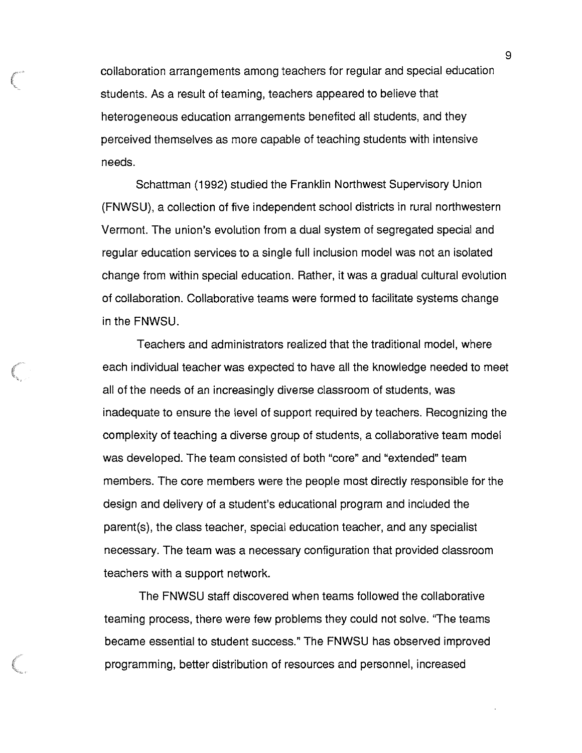collaboration arrangements among teachers for regular and special education students. As a result of teaming, teachers appeared to believe that heterogeneous education arrangements benefited all students, and they perceived themselves as more capable of teaching students with intensive needs.

Schattman (1992) studied the Franklin Northwest Supervisory Union (FNWSU), a collection of five independent school districts in rural northwestern Vermont. The union's evolution from a dual system of segregated special and regular education services to a single full inclusion model was not an isolated change from within special education. Rather, it was a gradual cultural evolution of collaboration. Collaborative teams were formed to facilitate systems change in the FNWSU.

Teachers and administrators realized that the traditional model, where each individual teacher was expected to have all the knowledge needed to meet all of the needs of an increasingly diverse classroom of students, was inadequate to ensure the level of support required by teachers. Recognizing the complexity of teaching a diverse group of students, a collaborative team model was developed. The team consisted of both "core" and "extended" team members. The core members were the people most directly responsible for the design and delivery of a student's educational program and included the parent(s), the class teacher, special education teacher, and any specialist necessary. The team was a necessary configuration that provided classroom teachers with a support network.

The FNWSU staff discovered when teams followed the collaborative teaming process, there were few problems they could not solve. "The teams became essential to student success." The FNWSU has observed improved programming, better distribution of resources and personnel, increased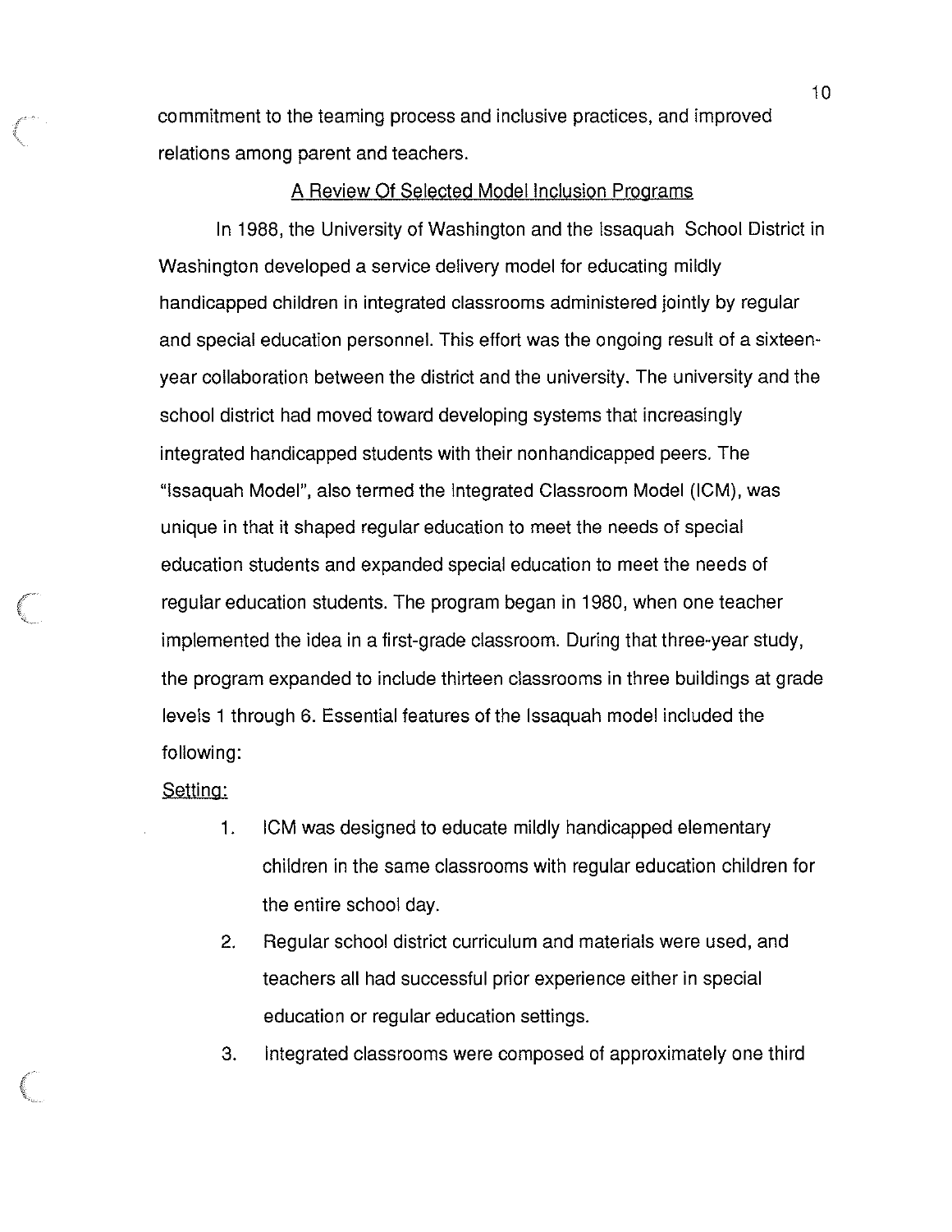commitment to the teaming process and inclusive practices, and improved relations among parent and teachers.

## A Review Of Selected Model Inclusion Programs

In 1988, the University of Washington and the Issaquah School District in Washington developed a service delivery model for educating mildly handicapped children in integrated classrooms administered jointly by regular and special education personnel. This effort was the ongoing result of a sixteen-year collaboration between the district and the university. The university and the school district had moved toward developing systems that increasingly integrated handicapped students with their nonhandicapped peers. The "Issaquah Model", also termed the Integrated Classroom Model (ICM), was unique in that it shaped regular education to meet the needs of special education students and expanded special education to meet the needs of regular education students. The program began in 1980, when one teacher implemented the idea in a first-grade classroom. During that three-year study, the program expanded to include thirteen classrooms in three buildings at grade levels 1 through 6. Essential features of the Issaquah model included the following:

Setting:

1. ICM was designed to educate mildly handicapped elementary children in the same classrooms with regular education children for the entire school day.
2. Regular school district curriculum and materials were used, and teachers all had successful prior experience either in special education or regular education settings.
3. Integrated classrooms were composed of approximately one third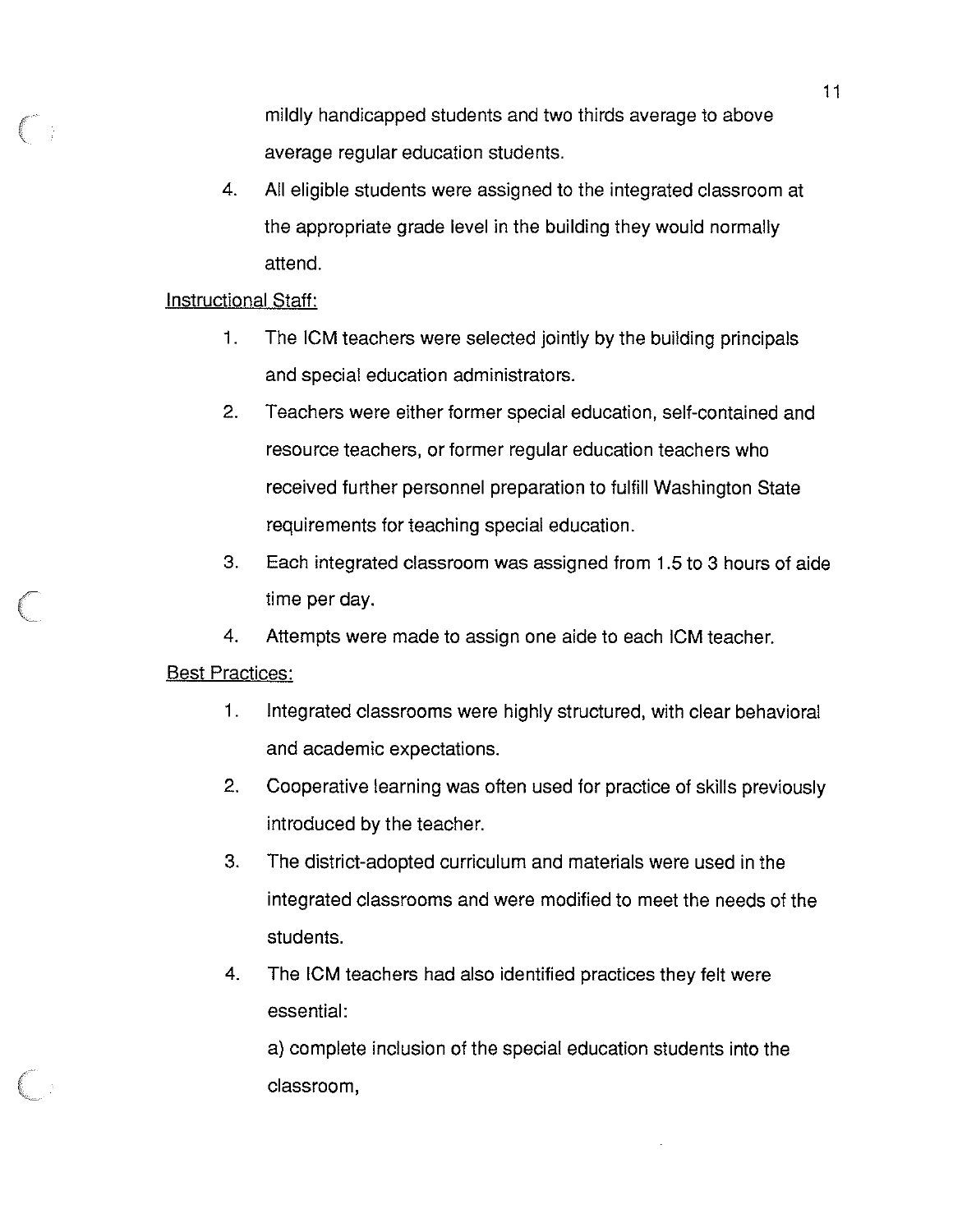mildly handicapped students and two thirds average to above average regular education students.

4. All eligible students were assigned to the integrated classroom at the appropriate grade level in the building they would normally attend.

Instructional Staff:

1. The ICM teachers were selected jointly by the building principals and special education administrators.
2. Teachers were either former special education, self-contained and resource teachers, or former regular education teachers who received further personnel preparation to fulfill Washington State requirements for teaching special education.
3. Each integrated classroom was assigned from 1.5 to 3 hours of aide time per day.
4. Attempts were made to assign one aide to each ICM teacher.

Best Practices:

1. Integrated classrooms were highly structured, with clear behavioral and academic expectations.
2. Cooperative learning was often used for practice of skills previously introduced by the teacher.
3. The district-adopted curriculum and materials were used in the integrated classrooms and were modified to meet the needs of the students.
4. The ICM teachers had also identified practices they felt were essential:

   a) complete inclusion of the special education students into the classroom,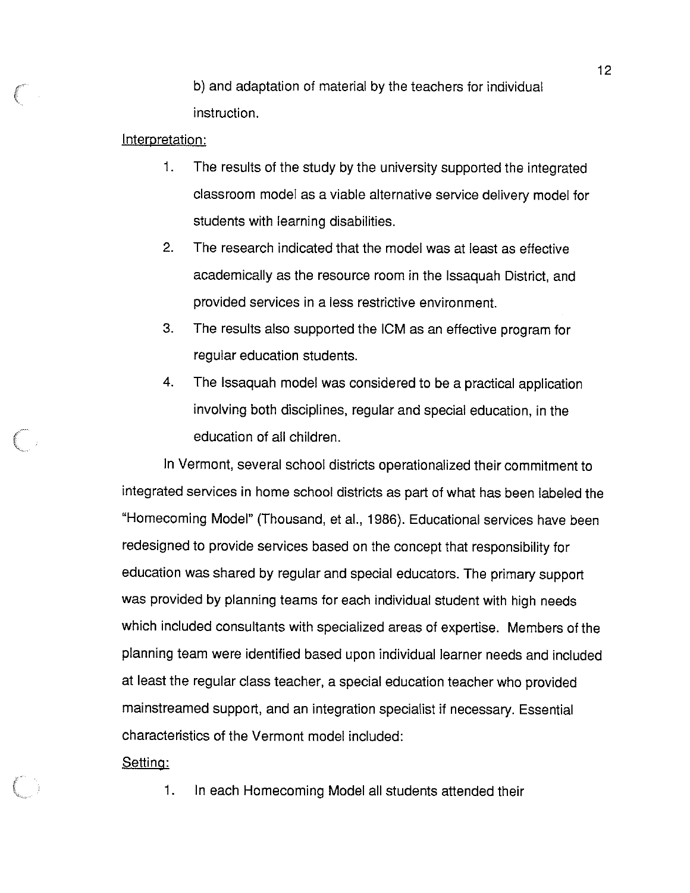b) and adaptation of material by the teachers for individual instruction.

Interpretation:

1. The results of the study by the university supported the integrated classroom model as a viable alternative service delivery model for students with learning disabilities.
2. The research indicated that the model was at least as effective academically as the resource room in the Issaquah District, and provided services in a less restrictive environment.
3. The results also supported the ICM as an effective program for regular education students.
4. The Issaquah model was considered to be a practical application involving both disciplines, regular and special education, in the education of all children.

In Vermont, several school districts operationalized their commitment to integrated services in home school districts as part of what has been labeled the "Homecoming Model" (Thousand, et al., 1986). Educational services have been redesigned to provide services based on the concept that responsibility for education was shared by regular and special educators. The primary support was provided by planning teams for each individual student with high needs which included consultants with specialized areas of expertise. Members of the planning team were identified based upon individual learner needs and included at least the regular class teacher, a special education teacher who provided mainstreamed support, and an integration specialist if necessary. Essential characteristics of the Vermont model included:

Setting:

1. In each Homecoming Model all students attended their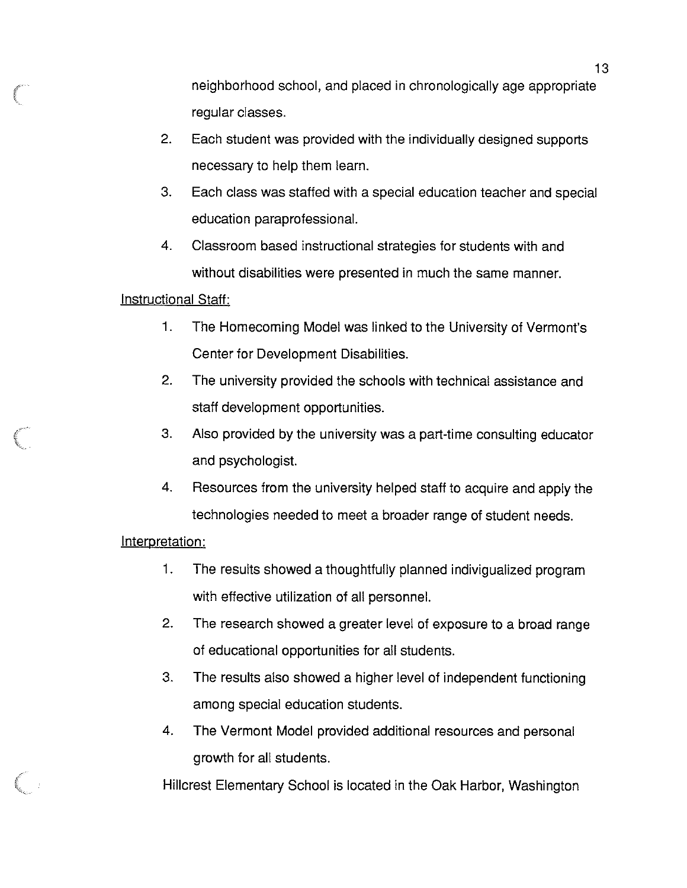neighborhood school, and placed in chronologically age appropriate regular classes.

2. Each student was provided with the individually designed supports necessary to help them learn.
3. Each class was staffed with a special education teacher and special education paraprofessional.
4. Classroom based instructional strategies for students with and without disabilities were presented in much the same manner.

Instructional Staff:

1. The Homecoming Model was linked to the University of Vermont's Center for Development Disabilities.
2. The university provided the schools with technical assistance and staff development opportunities.
3. Also provided by the university was a part-time consulting educator and psychologist.
4. Resources from the university helped staff to acquire and apply the technologies needed to meet a broader range of student needs.

Interpretation:

1. The results showed a thoughtfully planned indivigualized program with effective utilization of all personnel.
2. The research showed a greater level of exposure to a broad range of educational opportunities for all students.
3. The results also showed a higher level of independent functioning among special education students.
4. The Vermont Model provided additional resources and personal growth for all students.

Hillcrest Elementary School is located in the Oak Harbor, Washington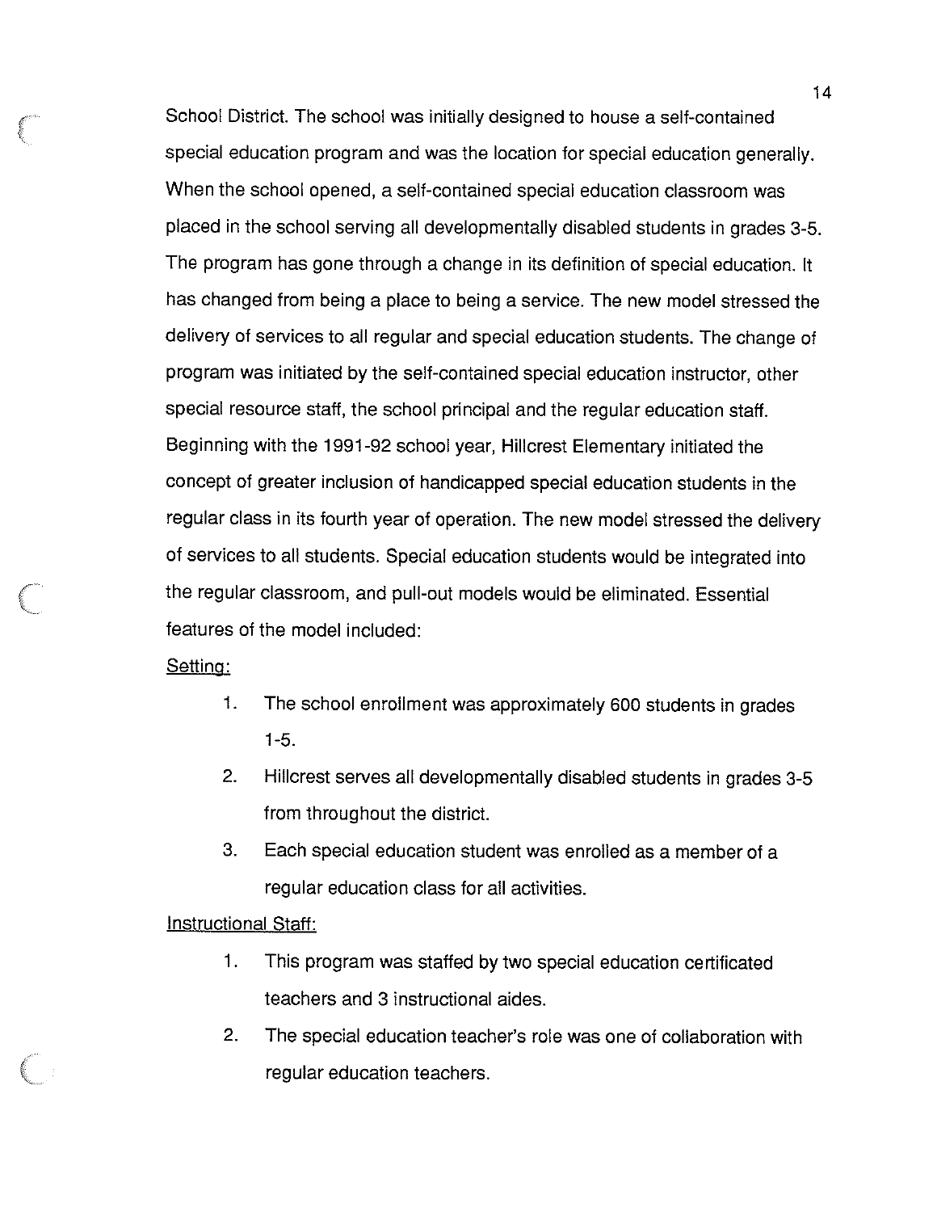School District. The school was initially designed to house a self-contained special education program and was the location for special education generally. When the school opened, a self-contained special education classroom was placed in the school serving all developmentally disabled students in grades 3-5. The program has gone through a change in its definition of special education. It has changed from being a place to being a service. The new model stressed the delivery of services to all regular and special education students. The change of program was initiated by the self-contained special education instructor, other special resource staff, the school principal and the regular education staff. Beginning with the 1991-92 school year, Hillcrest Elementary initiated the concept of greater inclusion of handicapped special education students in the regular class in its fourth year of operation. The new model stressed the delivery of services to all students. Special education students would be integrated into the regular classroom, and pull-out models would be eliminated. Essential features of the model included:

<u>Setting:</u>

1. The school enrollment was approximately 600 students in grades 1-5.
2. Hillcrest serves all developmentally disabled students in grades 3-5 from throughout the district.
3. Each special education student was enrolled as a member of a regular education class for all activities.

<u>Instructional Staff:</u>

1. This program was staffed by two special education certificated teachers and 3 instructional aides.
2. The special education teacher's role was one of collaboration with regular education teachers.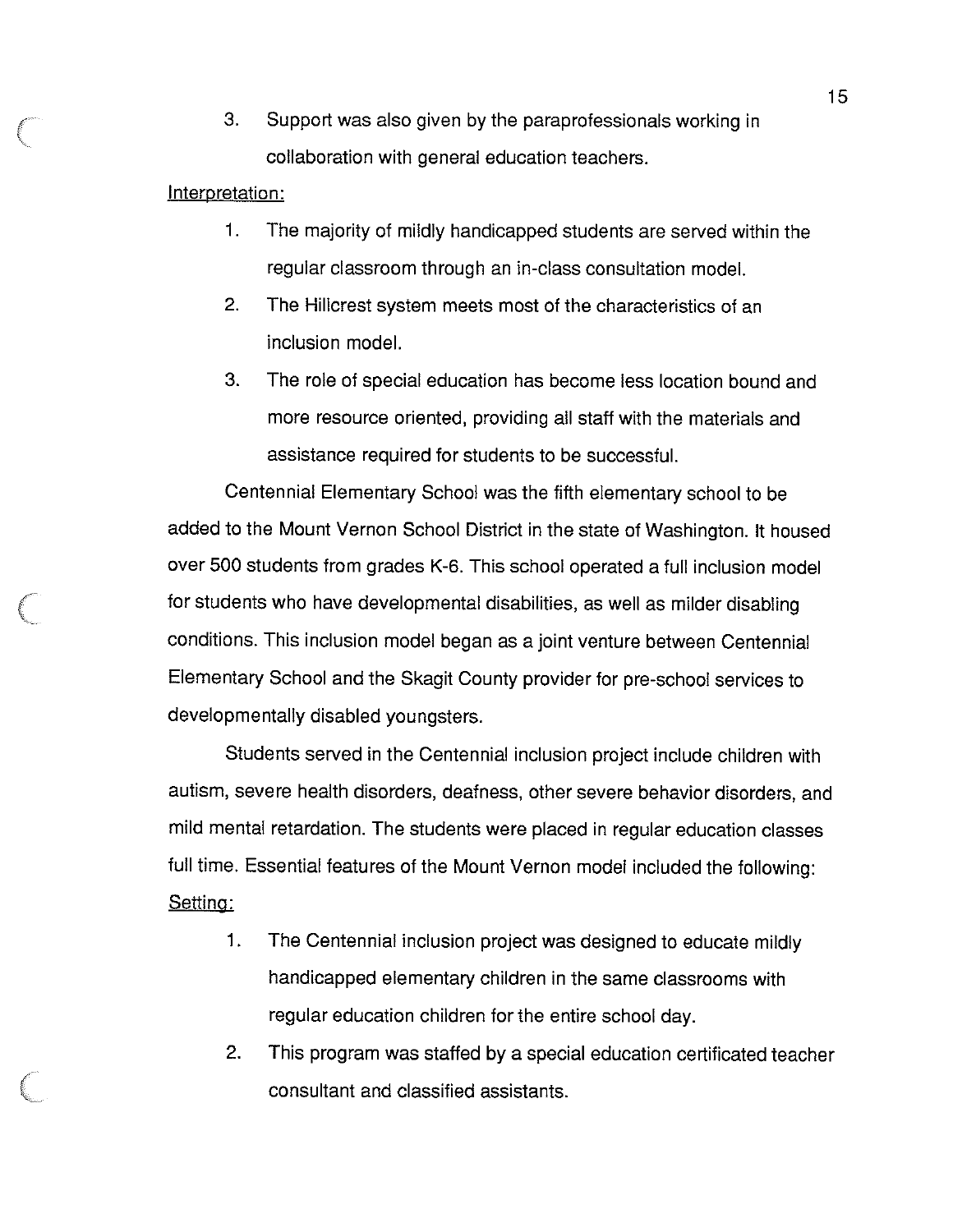3. Support was also given by the paraprofessionals working in collaboration with general education teachers.

Interpretation:

1. The majority of mildly handicapped students are served within the regular classroom through an in-class consultation model.
2. The Hillcrest system meets most of the characteristics of an inclusion model.
3. The role of special education has become less location bound and more resource oriented, providing all staff with the materials and assistance required for students to be successful.

Centennial Elementary School was the fifth elementary school to be added to the Mount Vernon School District in the state of Washington. It housed over 500 students from grades K-6. This school operated a full inclusion model for students who have developmental disabilities, as well as milder disabling conditions. This inclusion model began as a joint venture between Centennial Elementary School and the Skagit County provider for pre-school services to developmentally disabled youngsters.

Students served in the Centennial inclusion project include children with autism, severe health disorders, deafness, other severe behavior disorders, and mild mental retardation. The students were placed in regular education classes full time. Essential features of the Mount Vernon model included the following:

Setting:

1. The Centennial inclusion project was designed to educate mildly handicapped elementary children in the same classrooms with regular education children for the entire school day.
2. This program was staffed by a special education certificated teacher consultant and classified assistants.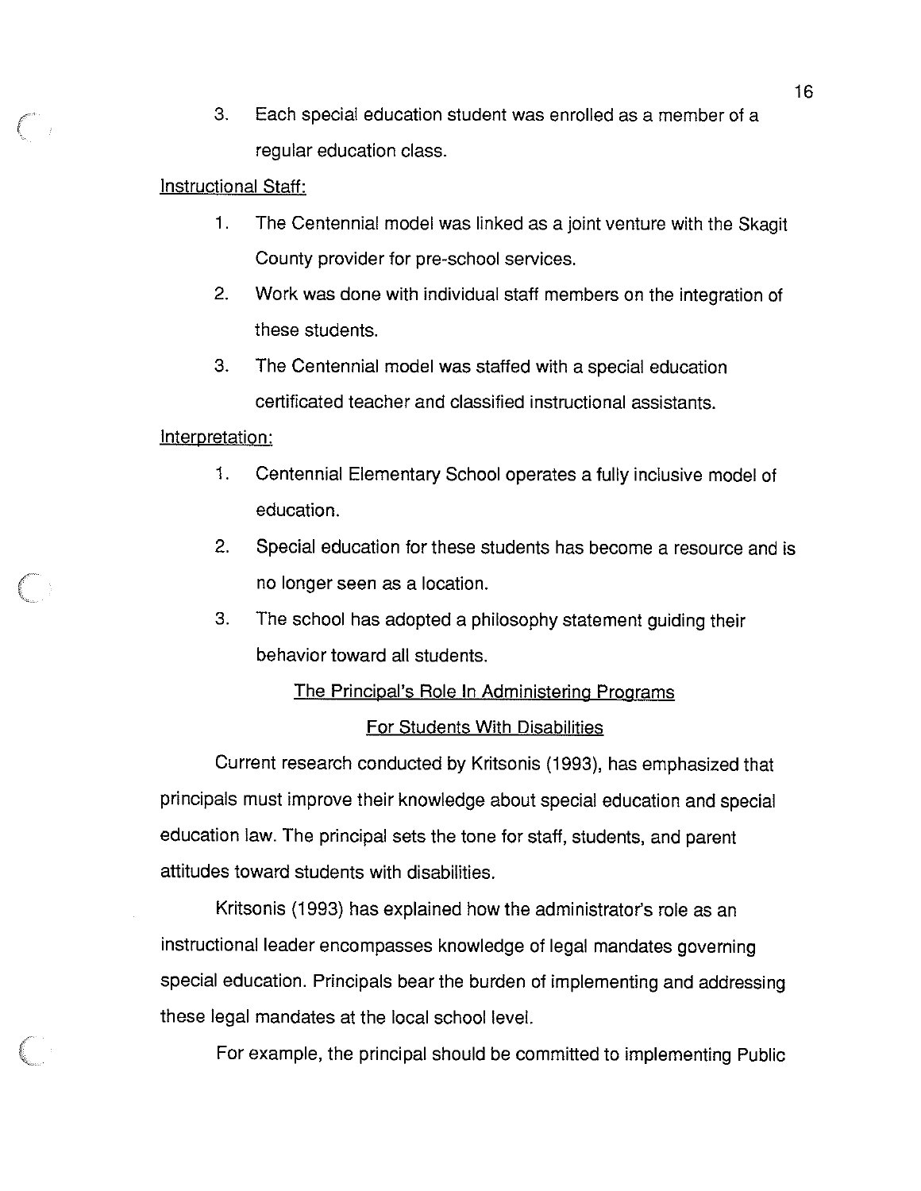3. Each special education student was enrolled as a member of a regular education class.

Instructional Staff:

1. The Centennial model was linked as a joint venture with the Skagit County provider for pre-school services.
2. Work was done with individual staff members on the integration of these students.
3. The Centennial model was staffed with a special education certificated teacher and classified instructional assistants.

Interpretation:

1. Centennial Elementary School operates a fully inclusive model of education.
2. Special education for these students has become a resource and is no longer seen as a location.
3. The school has adopted a philosophy statement guiding their behavior toward all students.

## The Principal's Role In Administering Programs For Students With Disabilities

Current research conducted by Kritsonis (1993), has emphasized that principals must improve their knowledge about special education and special education law. The principal sets the tone for staff, students, and parent attitudes toward students with disabilities.

Kritsonis (1993) has explained how the administrator's role as an instructional leader encompasses knowledge of legal mandates governing special education. Principals bear the burden of implementing and addressing these legal mandates at the local school level.

For example, the principal should be committed to implementing Public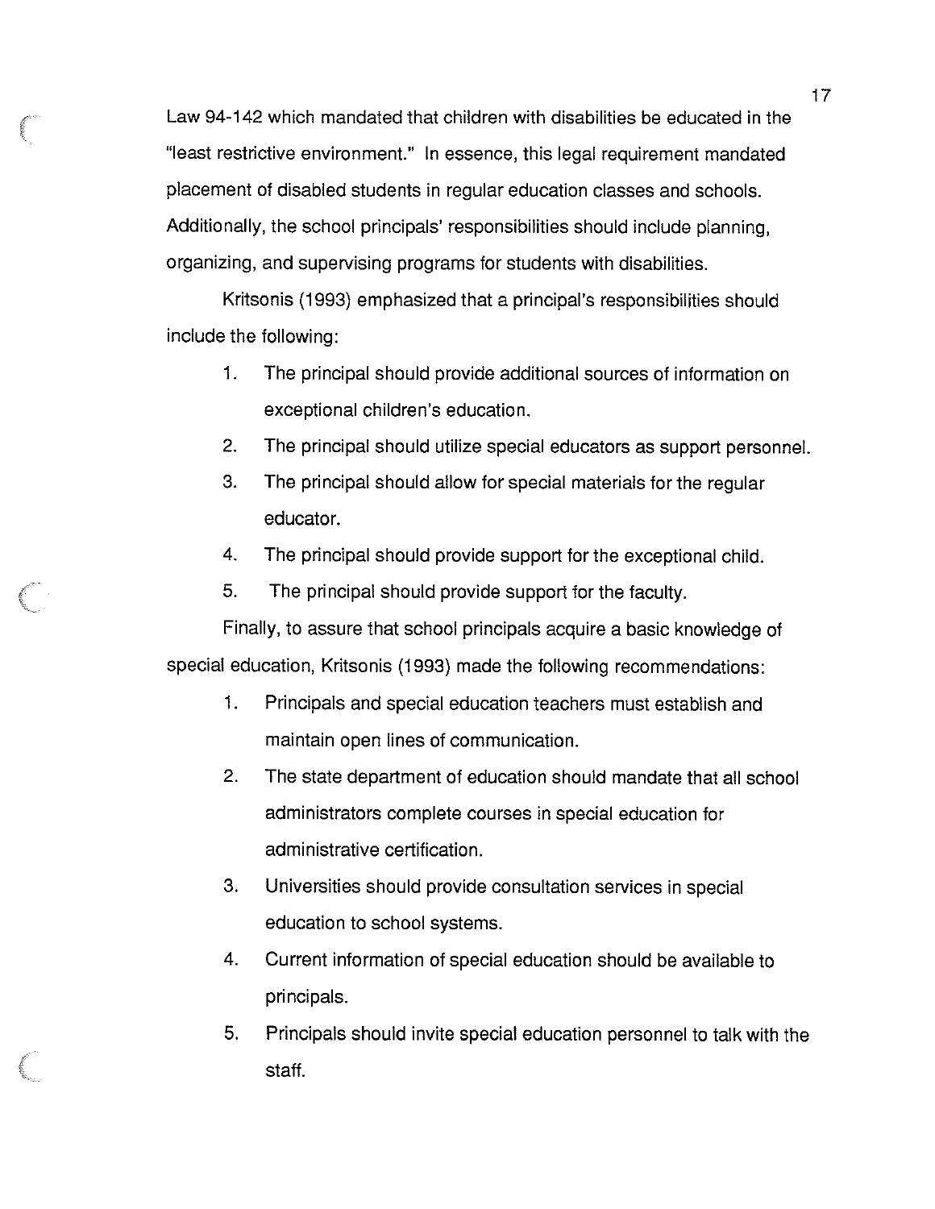Law 94-142 which mandated that children with disabilities be educated in the "least restrictive environment." In essence, this legal requirement mandated placement of disabled students in regular education classes and schools. Additionally, the school principals' responsibilities should include planning, organizing, and supervising programs for students with disabilities.

Kritsonis (1993) emphasized that a principal's responsibilities should include the following:

1. The principal should provide additional sources of information on exceptional children's education.
2. The principal should utilize special educators as support personnel.
3. The principal should allow for special materials for the regular educator.
4. The principal should provide support for the exceptional child.
5. The principal should provide support for the faculty.

Finally, to assure that school principals acquire a basic knowledge of special education, Kritsonis (1993) made the following recommendations:

1. Principals and special education teachers must establish and maintain open lines of communication.
2. The state department of education should mandate that all school administrators complete courses in special education for administrative certification.
3. Universities should provide consultation services in special education to school systems.
4. Current information of special education should be available to principals.
5. Principals should invite special education personnel to talk with the staff.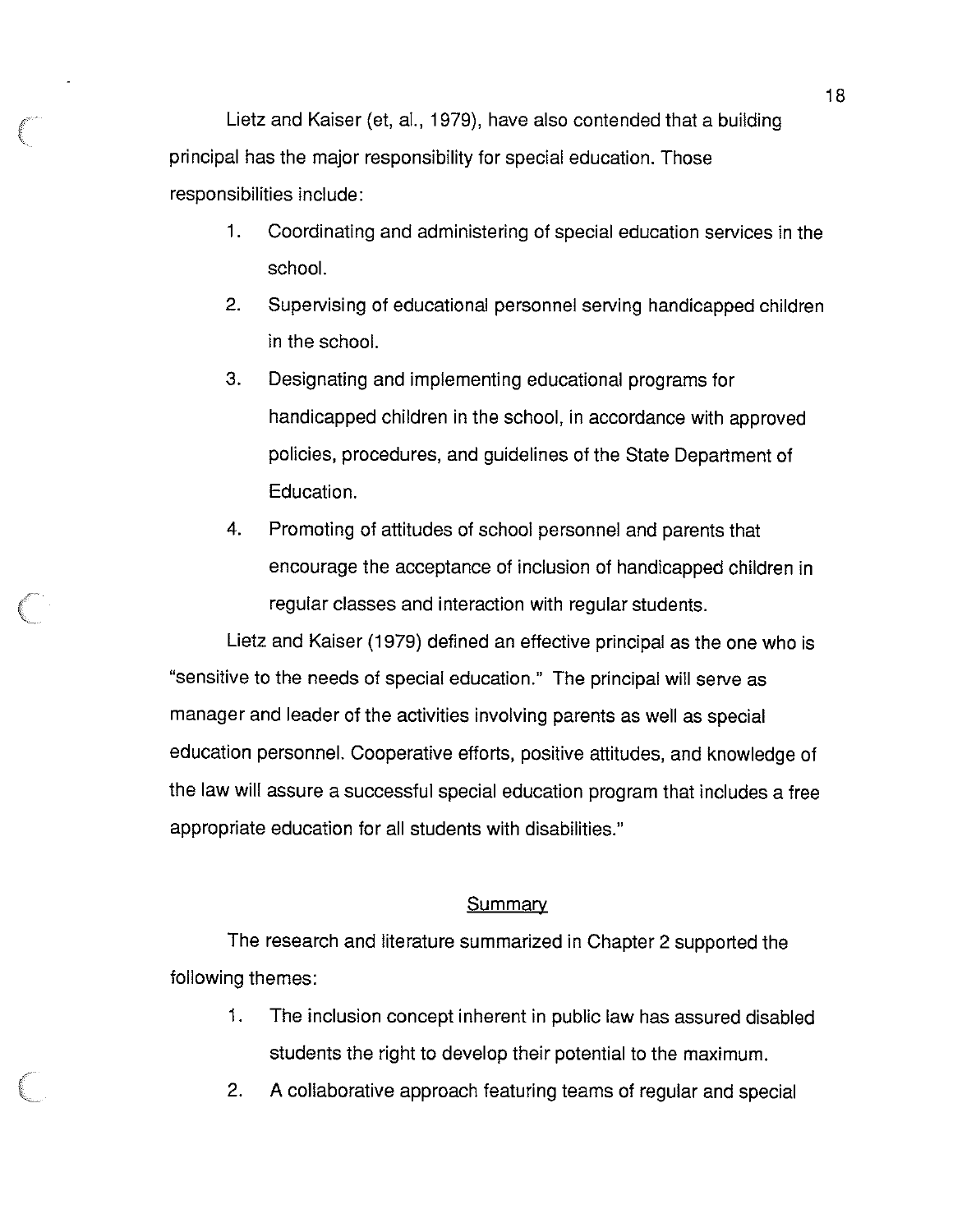Lietz and Kaiser (et, al., 1979), have also contended that a building principal has the major responsibility for special education. Those responsibilities include:

1. Coordinating and administering of special education services in the school.
2. Supervising of educational personnel serving handicapped children in the school.
3. Designating and implementing educational programs for handicapped children in the school, in accordance with approved policies, procedures, and guidelines of the State Department of Education.
4. Promoting of attitudes of school personnel and parents that encourage the acceptance of inclusion of handicapped children in regular classes and interaction with regular students.

Lietz and Kaiser (1979) defined an effective principal as the one who is "sensitive to the needs of special education." The principal will serve as manager and leader of the activities involving parents as well as special education personnel. Cooperative efforts, positive attitudes, and knowledge of the law will assure a successful special education program that includes a free appropriate education for all students with disabilities."

## Summary

The research and literature summarized in Chapter 2 supported the following themes:

1. The inclusion concept inherent in public law has assured disabled students the right to develop their potential to the maximum.
2. A collaborative approach featuring teams of regular and special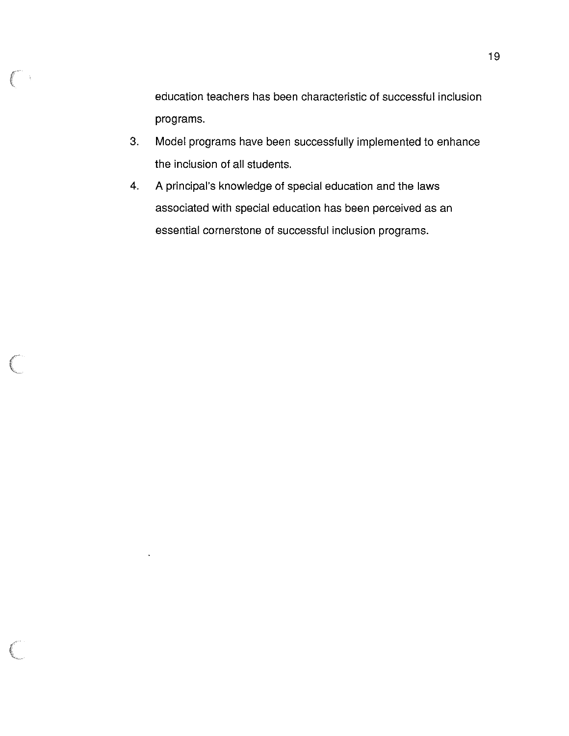education teachers has been characteristic of successful inclusion programs.

3. Model programs have been successfully implemented to enhance the inclusion of all students.
4. A principal's knowledge of special education and the laws associated with special education has been perceived as an essential cornerstone of successful inclusion programs.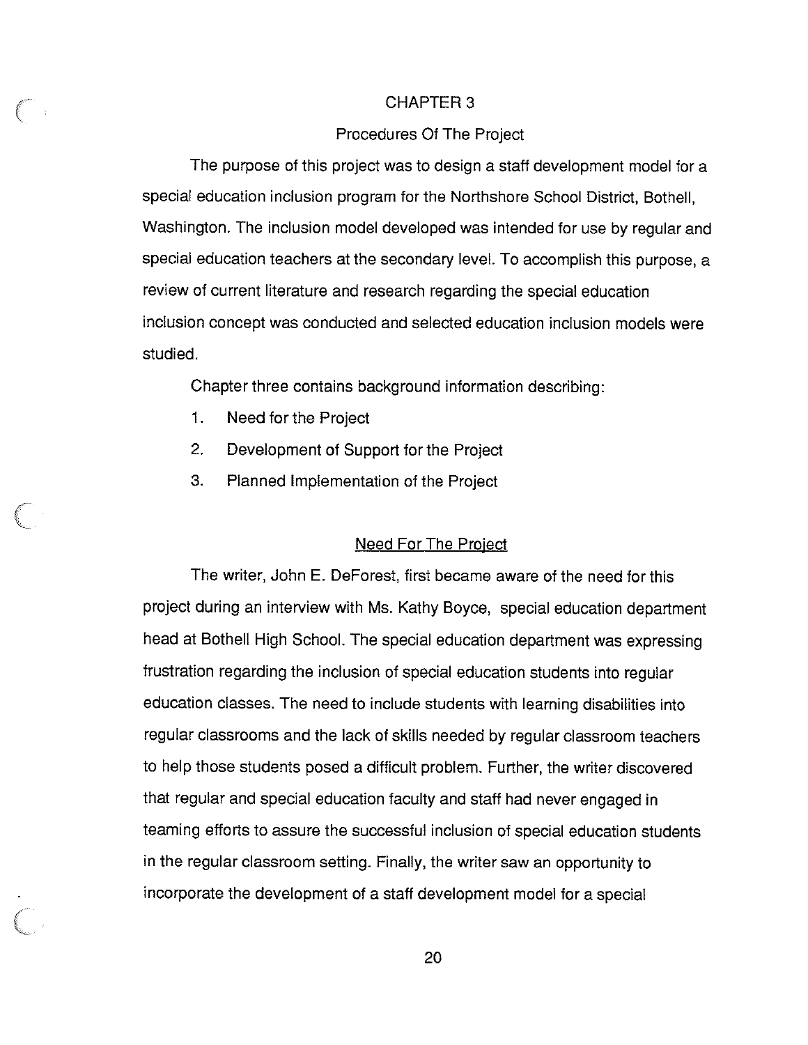# CHAPTER 3

## Procedures Of The Project

The purpose of this project was to design a staff development model for a special education inclusion program for the Northshore School District, Bothell, Washington. The inclusion model developed was intended for use by regular and special education teachers at the secondary level. To accomplish this purpose, a review of current literature and research regarding the special education inclusion concept was conducted and selected education inclusion models were studied.

Chapter three contains background information describing:

1. Need for the Project
2. Development of Support for the Project
3. Planned Implementation of the Project

### Need For The Project

The writer, John E. DeForest, first became aware of the need for this project during an interview with Ms. Kathy Boyce, special education department head at Bothell High School. The special education department was expressing frustration regarding the inclusion of special education students into regular education classes. The need to include students with learning disabilities into regular classrooms and the lack of skills needed by regular classroom teachers to help those students posed a difficult problem. Further, the writer discovered that regular and special education faculty and staff had never engaged in teaming efforts to assure the successful inclusion of special education students in the regular classroom setting. Finally, the writer saw an opportunity to incorporate the development of a staff development model for a special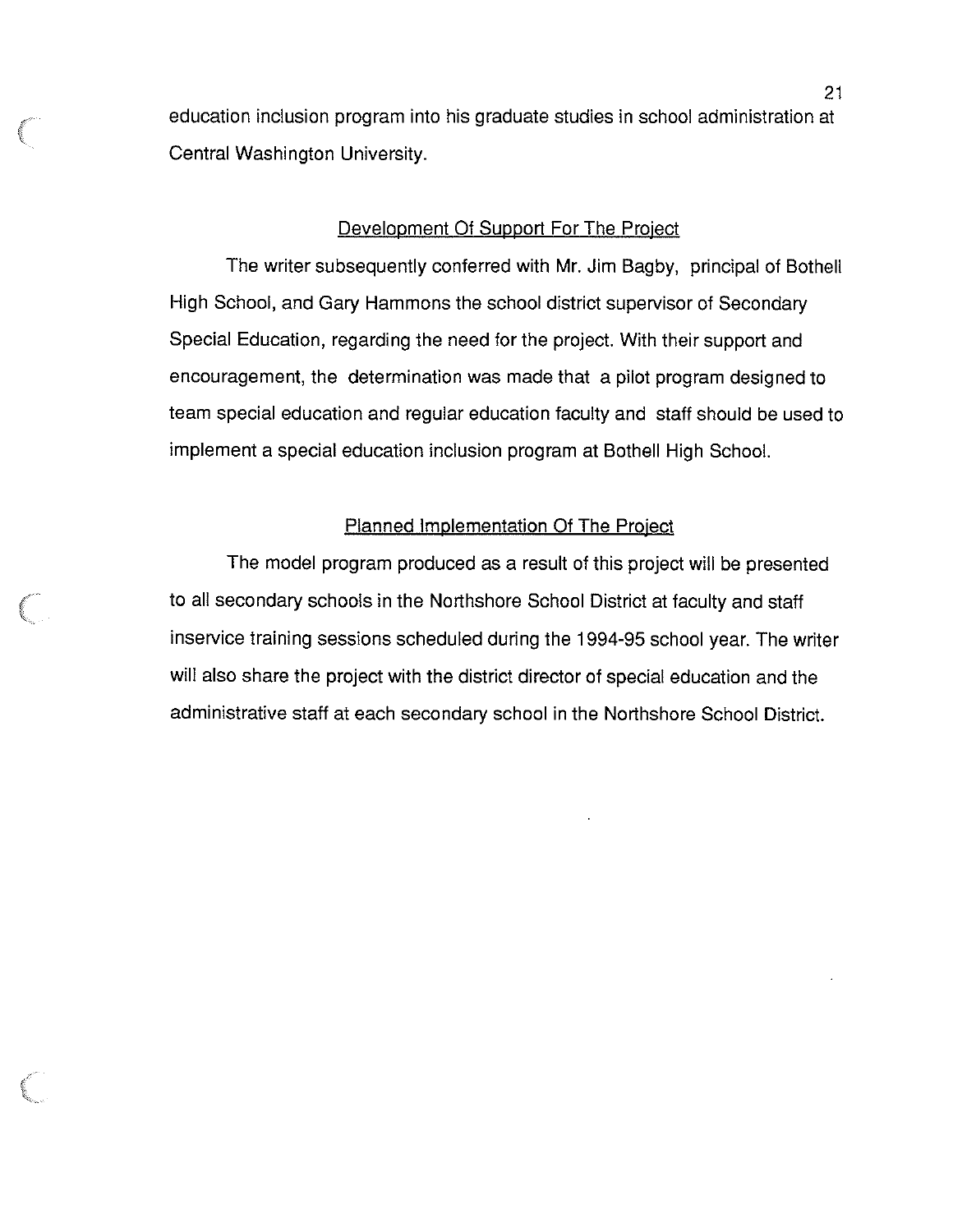education inclusion program into his graduate studies in school administration at Central Washington University.

## Development Of Support For The Project

The writer subsequently conferred with Mr. Jim Bagby, principal of Bothell High School, and Gary Hammons the school district supervisor of Secondary Special Education, regarding the need for the project. With their support and encouragement, the determination was made that a pilot program designed to team special education and regular education faculty and staff should be used to implement a special education inclusion program at Bothell High School.

## Planned Implementation Of The Project

The model program produced as a result of this project will be presented to all secondary schools in the Northshore School District at faculty and staff inservice training sessions scheduled during the 1994-95 school year. The writer will also share the project with the district director of special education and the administrative staff at each secondary school in the Northshore School District.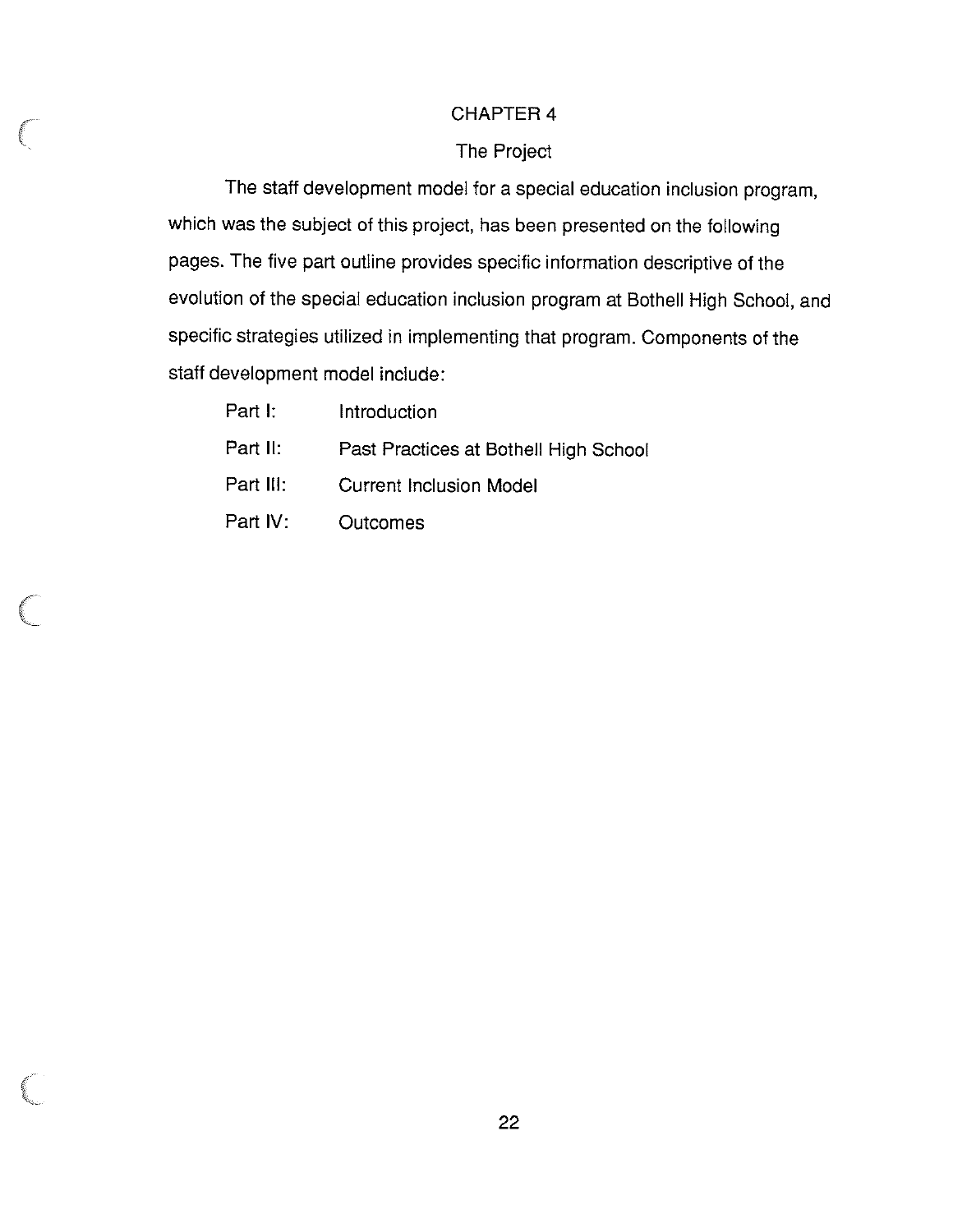# CHAPTER 4

## The Project

The staff development model for a special education inclusion program, which was the subject of this project, has been presented on the following pages. The five part outline provides specific information descriptive of the evolution of the special education inclusion program at Bothell High School, and specific strategies utilized in implementing that program. Components of the staff development model include:

- Part I: Introduction
- Part II: Past Practices at Bothell High School
- Part III: Current Inclusion Model
- Part IV: Outcomes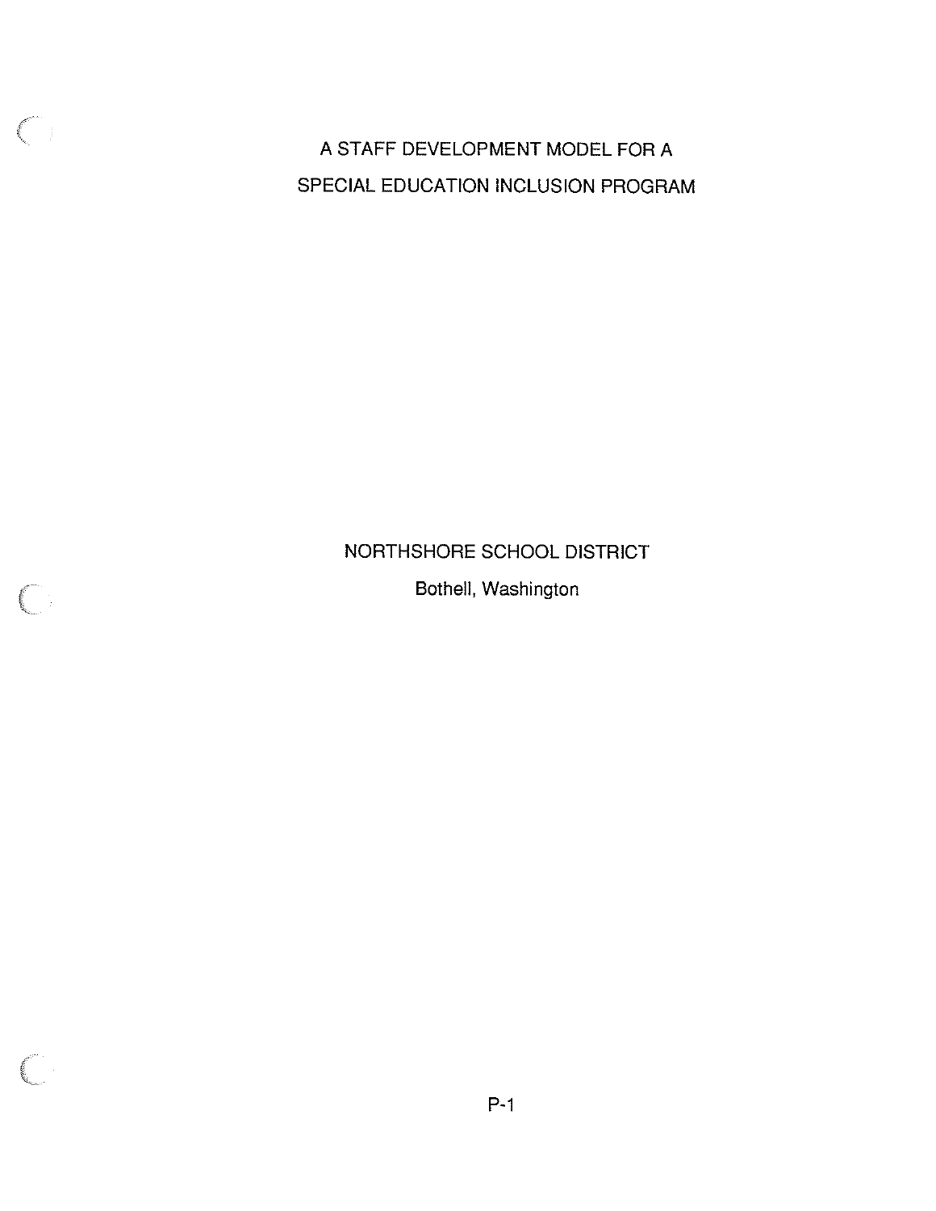# A STAFF DEVELOPMENT MODEL FOR A SPECIAL EDUCATION INCLUSION PROGRAM

NORTHSHORE SCHOOL DISTRICT

Bothell, Washington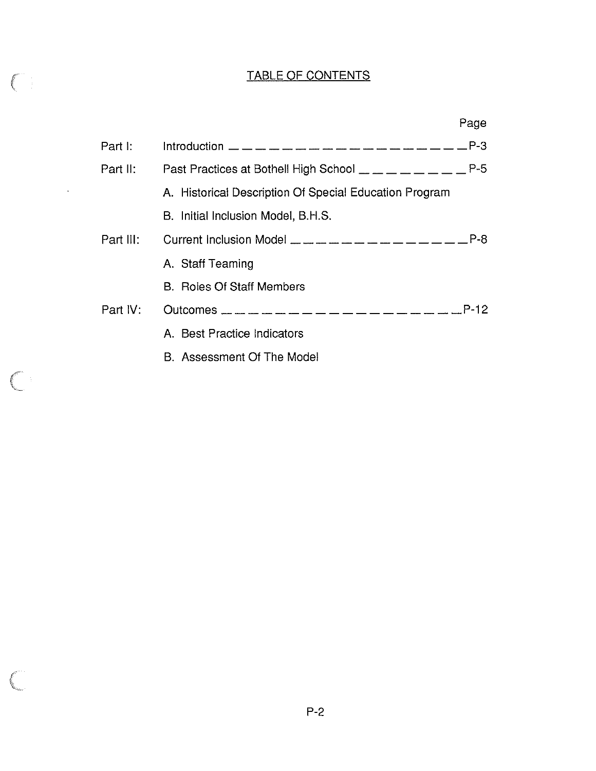# TABLE OF CONTENTS

| | | Page |
|---|---|---|
| Part I: | Introduction | P-3 |
| Part II: | Past Practices at Bothell High School | P-5 |
| | A. Historical Description Of Special Education Program | |
| | B. Initial Inclusion Model, B.H.S. | |
| Part III: | Current Inclusion Model | P-8 |
| | A. Staff Teaming | |
| | B. Roles Of Staff Members | |
| Part IV: | Outcomes | P-12 |
| | A. Best Practice Indicators | |
| | B. Assessment Of The Model | |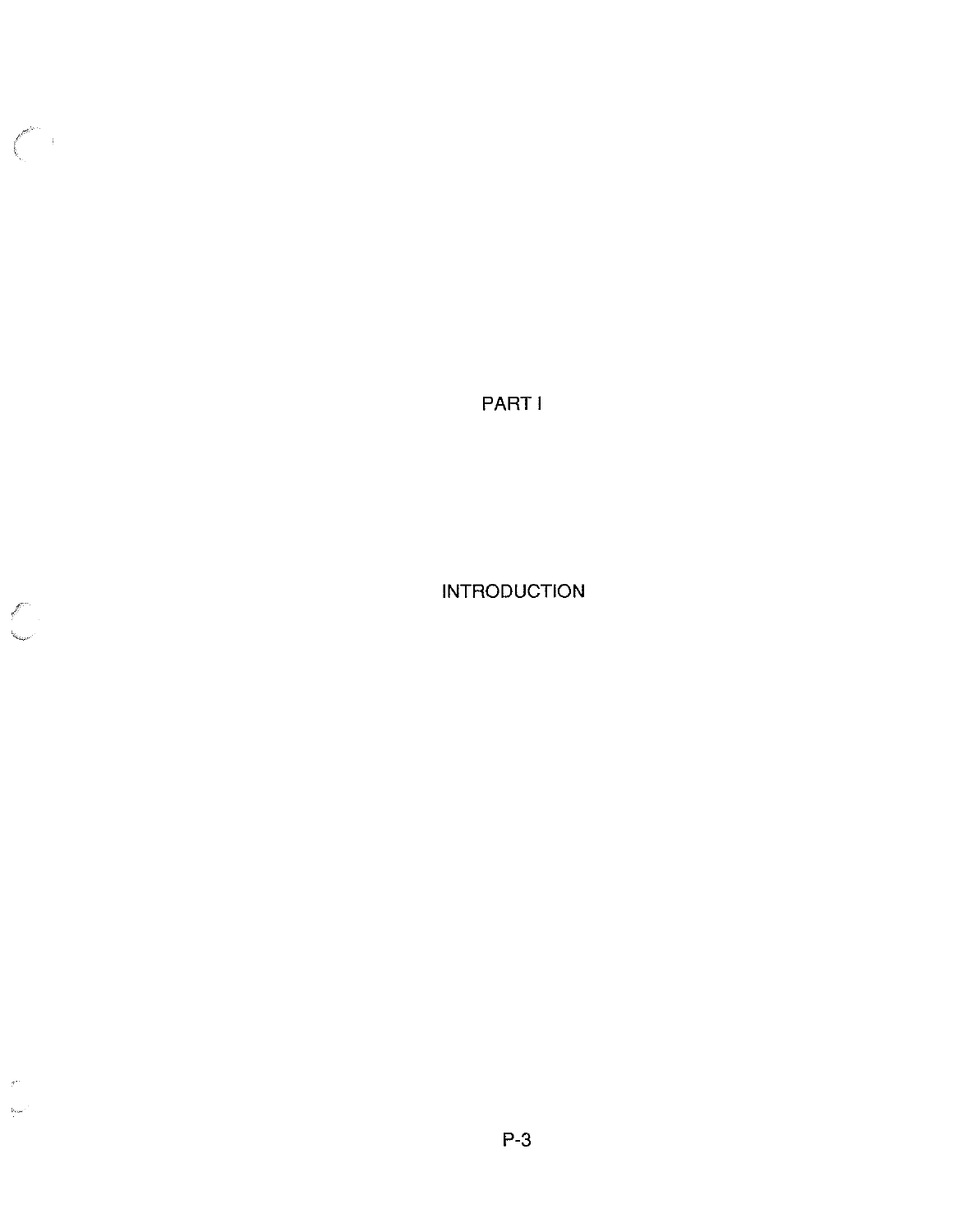# PART I

# INTRODUCTION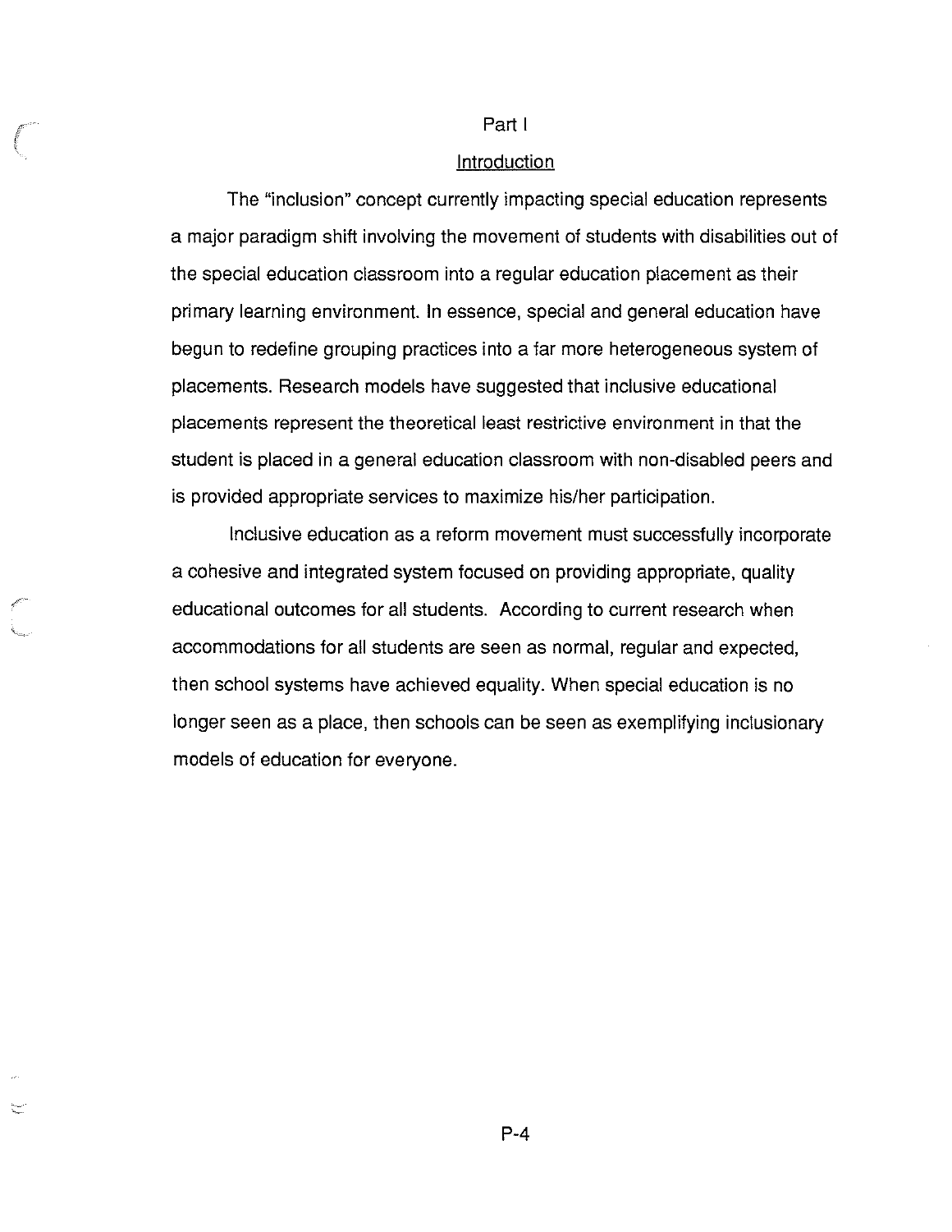# Part I

## Introduction

The "inclusion" concept currently impacting special education represents a major paradigm shift involving the movement of students with disabilities out of the special education classroom into a regular education placement as their primary learning environment. In essence, special and general education have begun to redefine grouping practices into a far more heterogeneous system of placements. Research models have suggested that inclusive educational placements represent the theoretical least restrictive environment in that the student is placed in a general education classroom with non-disabled peers and is provided appropriate services to maximize his/her participation.

Inclusive education as a reform movement must successfully incorporate a cohesive and integrated system focused on providing appropriate, quality educational outcomes for all students. According to current research when accommodations for all students are seen as normal, regular and expected, then school systems have achieved equality. When special education is no longer seen as a place, then schools can be seen as exemplifying inclusionary models of education for everyone.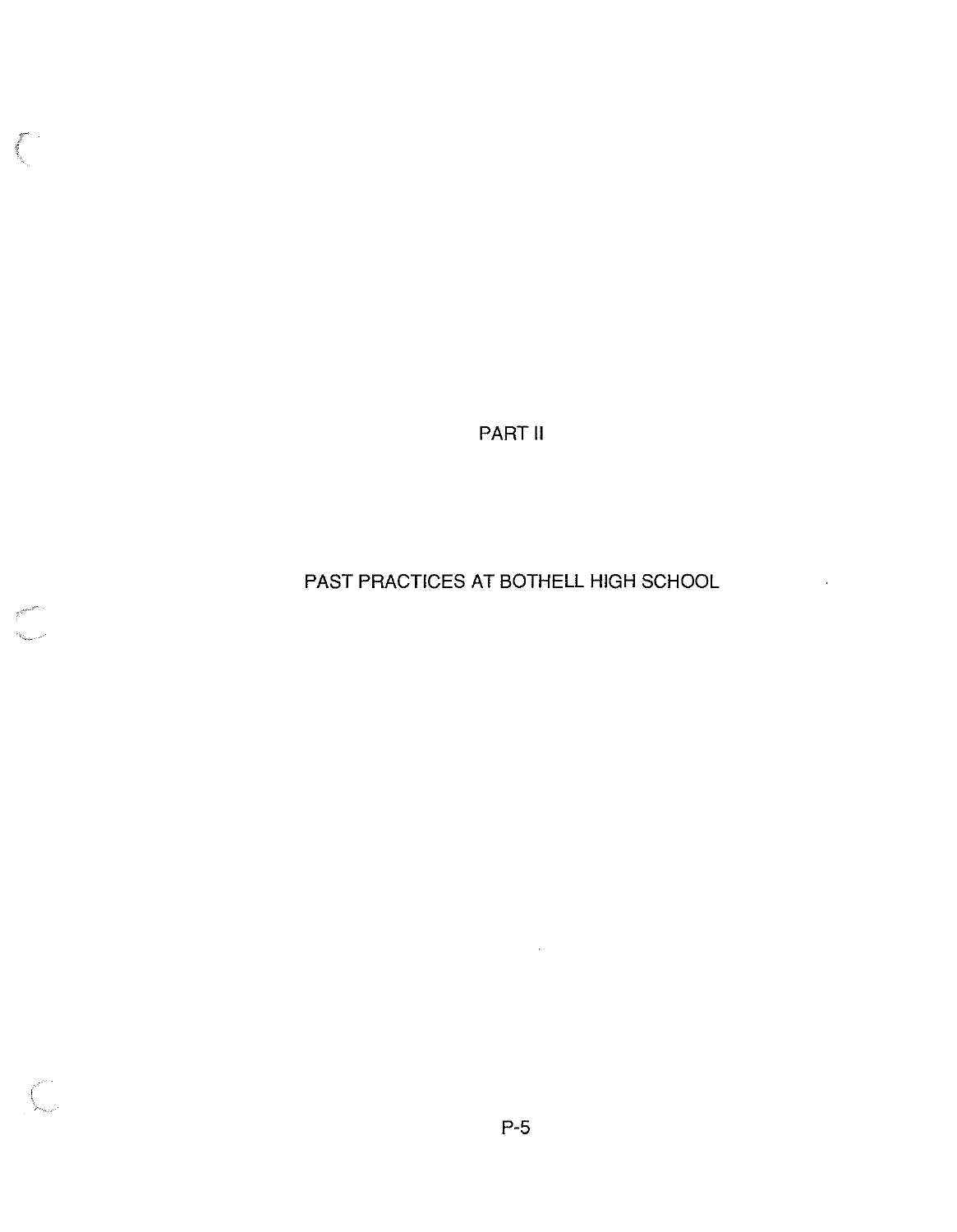# PART II

## PAST PRACTICES AT BOTHELL HIGH SCHOOL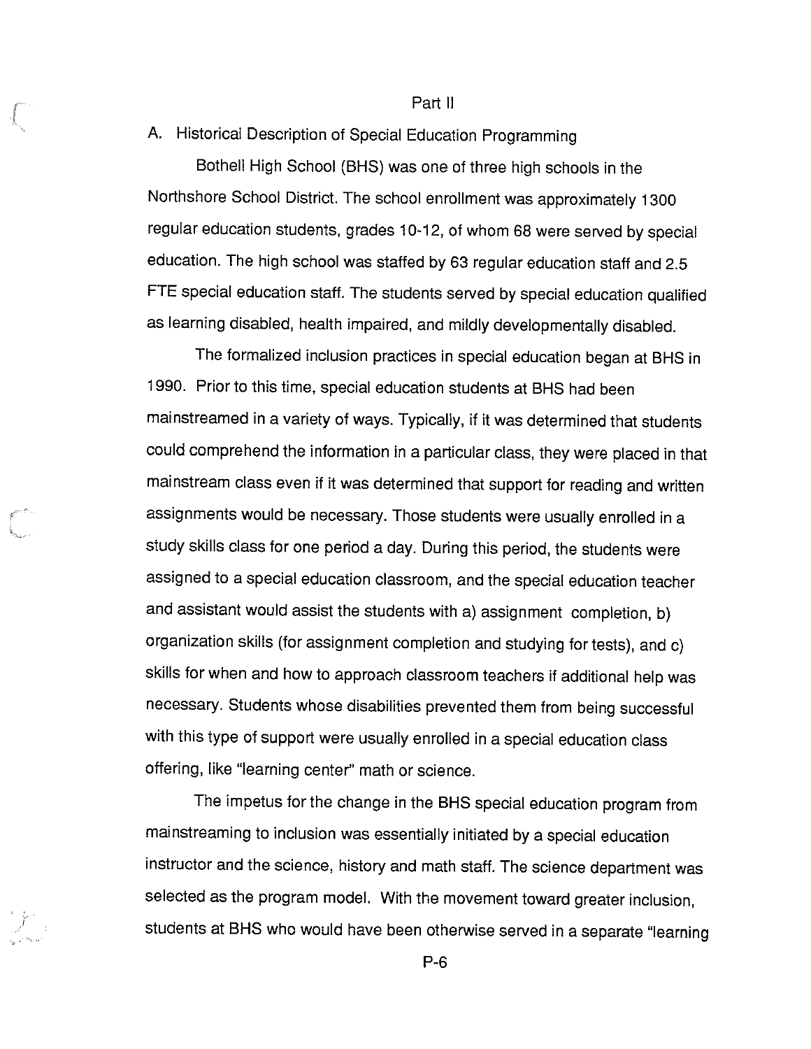# Part II

## A. Historical Description of Special Education Programming

Bothell High School (BHS) was one of three high schools in the Northshore School District. The school enrollment was approximately 1300 regular education students, grades 10-12, of whom 68 were served by special education. The high school was staffed by 63 regular education staff and 2.5 FTE special education staff. The students served by special education qualified as learning disabled, health impaired, and mildly developmentally disabled.

The formalized inclusion practices in special education began at BHS in 1990. Prior to this time, special education students at BHS had been mainstreamed in a variety of ways. Typically, if it was determined that students could comprehend the information in a particular class, they were placed in that mainstream class even if it was determined that support for reading and written assignments would be necessary. Those students were usually enrolled in a study skills class for one period a day. During this period, the students were assigned to a special education classroom, and the special education teacher and assistant would assist the students with a) assignment completion, b) organization skills (for assignment completion and studying for tests), and c) skills for when and how to approach classroom teachers if additional help was necessary. Students whose disabilities prevented them from being successful with this type of support were usually enrolled in a special education class offering, like "learning center" math or science.

The impetus for the change in the BHS special education program from mainstreaming to inclusion was essentially initiated by a special education instructor and the science, history and math staff. The science department was selected as the program model. With the movement toward greater inclusion, students at BHS who would have been otherwise served in a separate "learning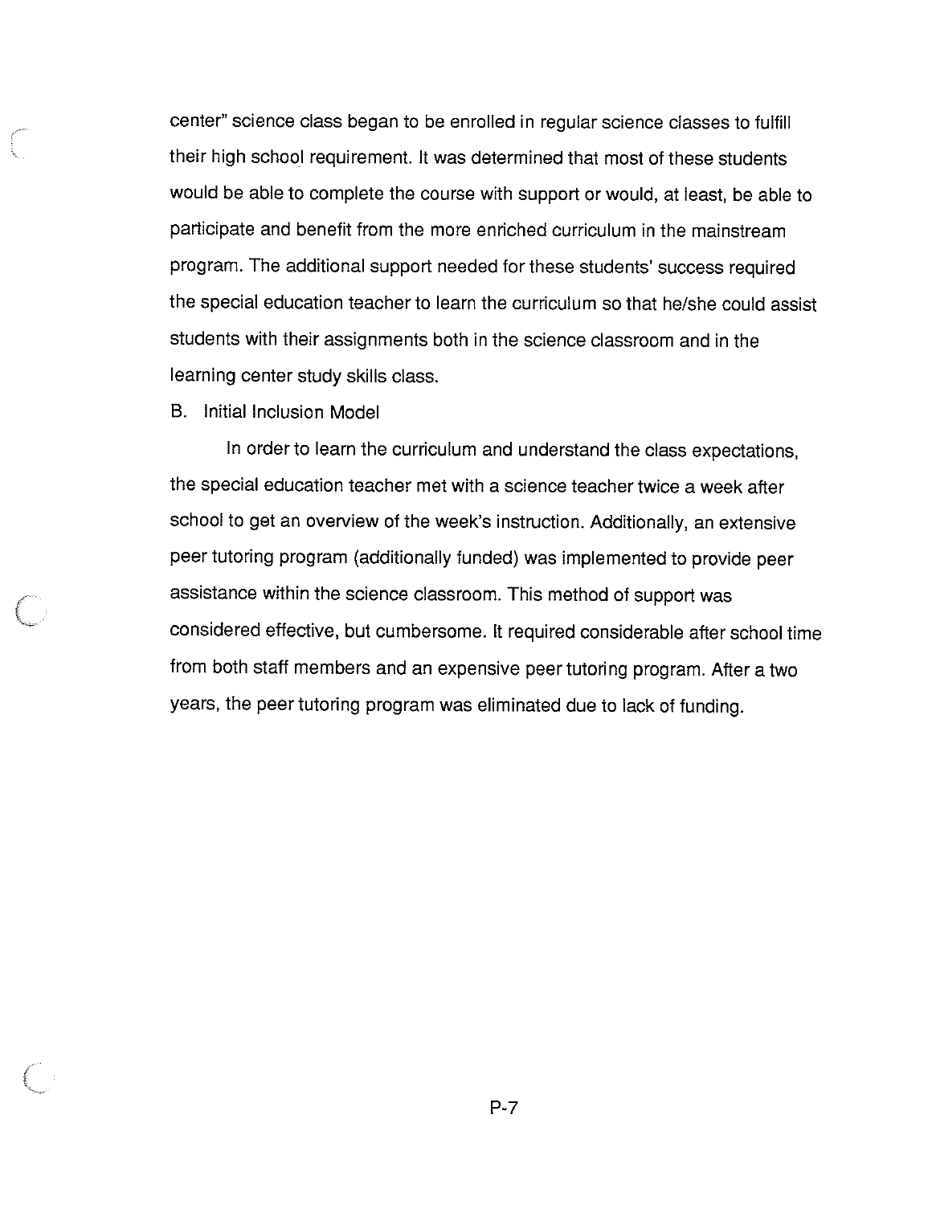center" science class began to be enrolled in regular science classes to fulfill their high school requirement. It was determined that most of these students would be able to complete the course with support or would, at least, be able to participate and benefit from the more enriched curriculum in the mainstream program. The additional support needed for these students' success required the special education teacher to learn the curriculum so that he/she could assist students with their assignments both in the science classroom and in the learning center study skills class.

B. Initial Inclusion Model

In order to learn the curriculum and understand the class expectations, the special education teacher met with a science teacher twice a week after school to get an overview of the week's instruction. Additionally, an extensive peer tutoring program (additionally funded) was implemented to provide peer assistance within the science classroom. This method of support was considered effective, but cumbersome. It required considerable after school time from both staff members and an expensive peer tutoring program. After a two years, the peer tutoring program was eliminated due to lack of funding.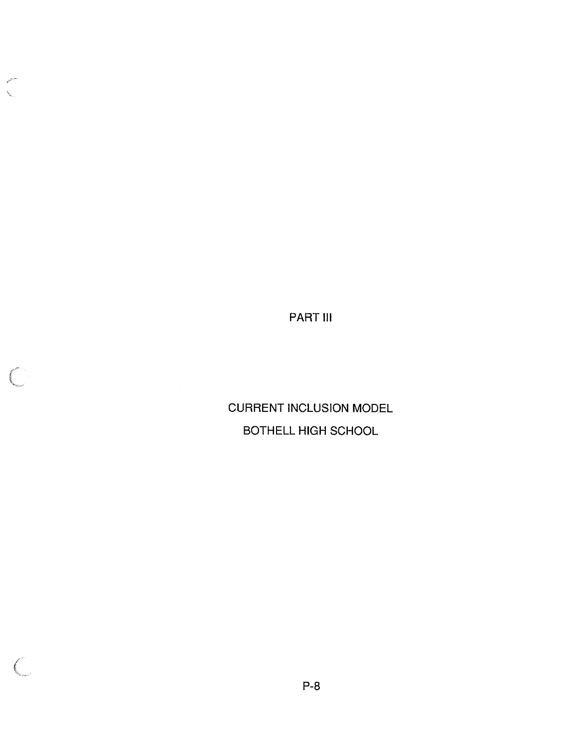# PART III

## CURRENT INCLUSION MODEL

## BOTHELL HIGH SCHOOL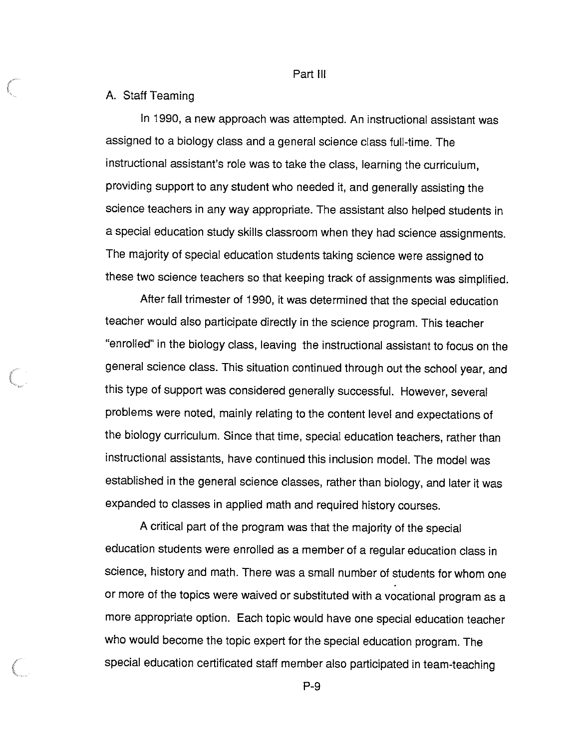# Part III

## A. Staff Teaming

In 1990, a new approach was attempted. An instructional assistant was assigned to a biology class and a general science class full-time. The instructional assistant's role was to take the class, learning the curriculum, providing support to any student who needed it, and generally assisting the science teachers in any way appropriate. The assistant also helped students in a special education study skills classroom when they had science assignments. The majority of special education students taking science were assigned to these two science teachers so that keeping track of assignments was simplified.

After fall trimester of 1990, it was determined that the special education teacher would also participate directly in the science program. This teacher "enrolled" in the biology class, leaving the instructional assistant to focus on the general science class. This situation continued through out the school year, and this type of support was considered generally successful. However, several problems were noted, mainly relating to the content level and expectations of the biology curriculum. Since that time, special education teachers, rather than instructional assistants, have continued this inclusion model. The model was established in the general science classes, rather than biology, and later it was expanded to classes in applied math and required history courses.

A critical part of the program was that the majority of the special education students were enrolled as a member of a regular education class in science, history and math. There was a small number of students for whom one or more of the topics were waived or substituted with a vocational program as a more appropriate option. Each topic would have one special education teacher who would become the topic expert for the special education program. The special education certificated staff member also participated in team-teaching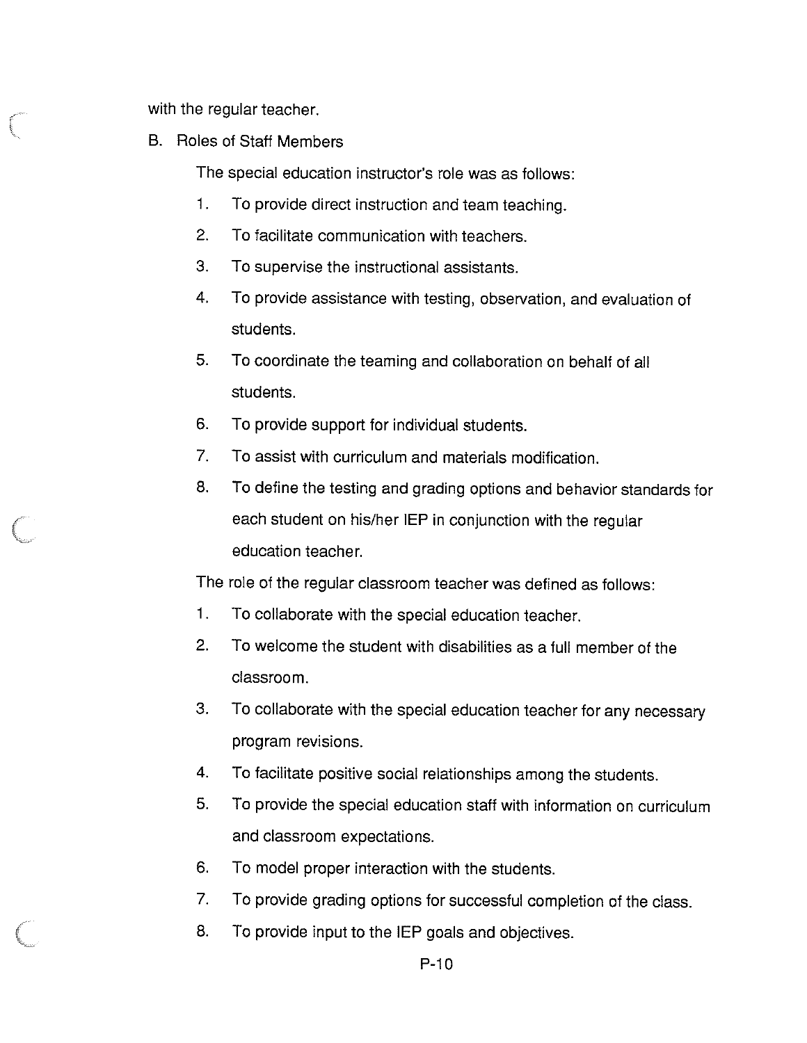with the regular teacher.

B. Roles of Staff Members

The special education instructor's role was as follows:

1. To provide direct instruction and team teaching.
2. To facilitate communication with teachers.
3. To supervise the instructional assistants.
4. To provide assistance with testing, observation, and evaluation of students.
5. To coordinate the teaming and collaboration on behalf of all students.
6. To provide support for individual students.
7. To assist with curriculum and materials modification.
8. To define the testing and grading options and behavior standards for each student on his/her IEP in conjunction with the regular education teacher.

The role of the regular classroom teacher was defined as follows:

1. To collaborate with the special education teacher.
2. To welcome the student with disabilities as a full member of the classroom.
3. To collaborate with the special education teacher for any necessary program revisions.
4. To facilitate positive social relationships among the students.
5. To provide the special education staff with information on curriculum and classroom expectations.
6. To model proper interaction with the students.
7. To provide grading options for successful completion of the class.
8. To provide input to the IEP goals and objectives.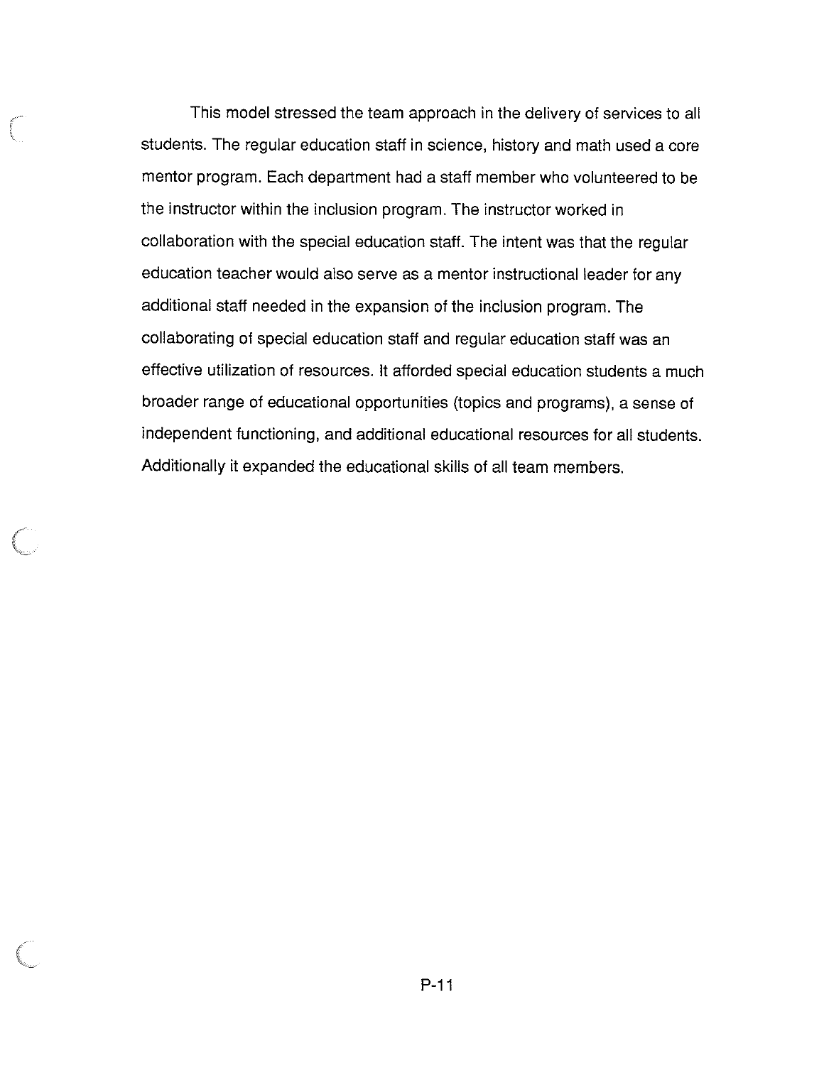This model stressed the team approach in the delivery of services to all students. The regular education staff in science, history and math used a core mentor program. Each department had a staff member who volunteered to be the instructor within the inclusion program. The instructor worked in collaboration with the special education staff. The intent was that the regular education teacher would also serve as a mentor instructional leader for any additional staff needed in the expansion of the inclusion program. The collaborating of special education staff and regular education staff was an effective utilization of resources. It afforded special education students a much broader range of educational opportunities (topics and programs), a sense of independent functioning, and additional educational resources for all students. Additionally it expanded the educational skills of all team members.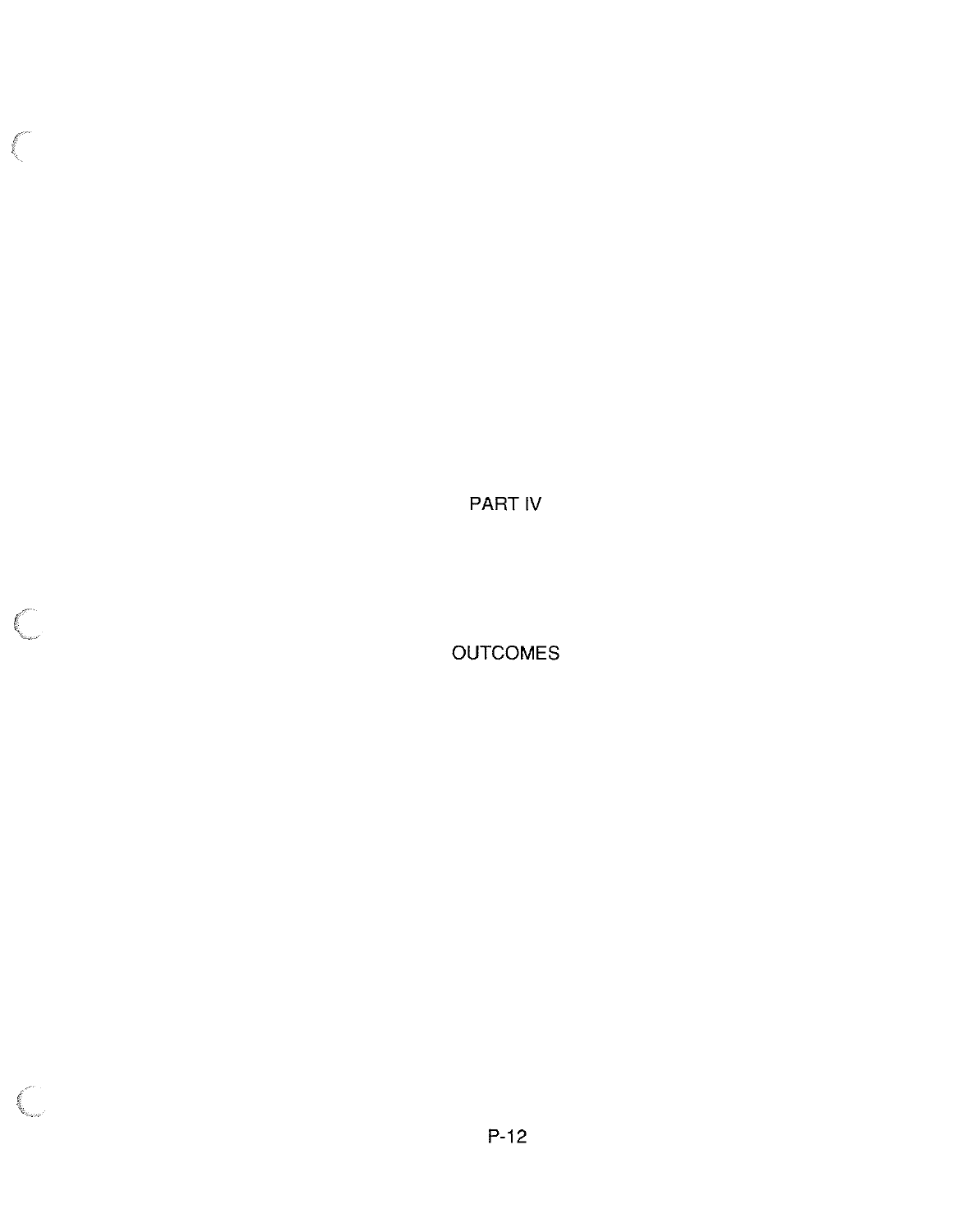# PART IV

# OUTCOMES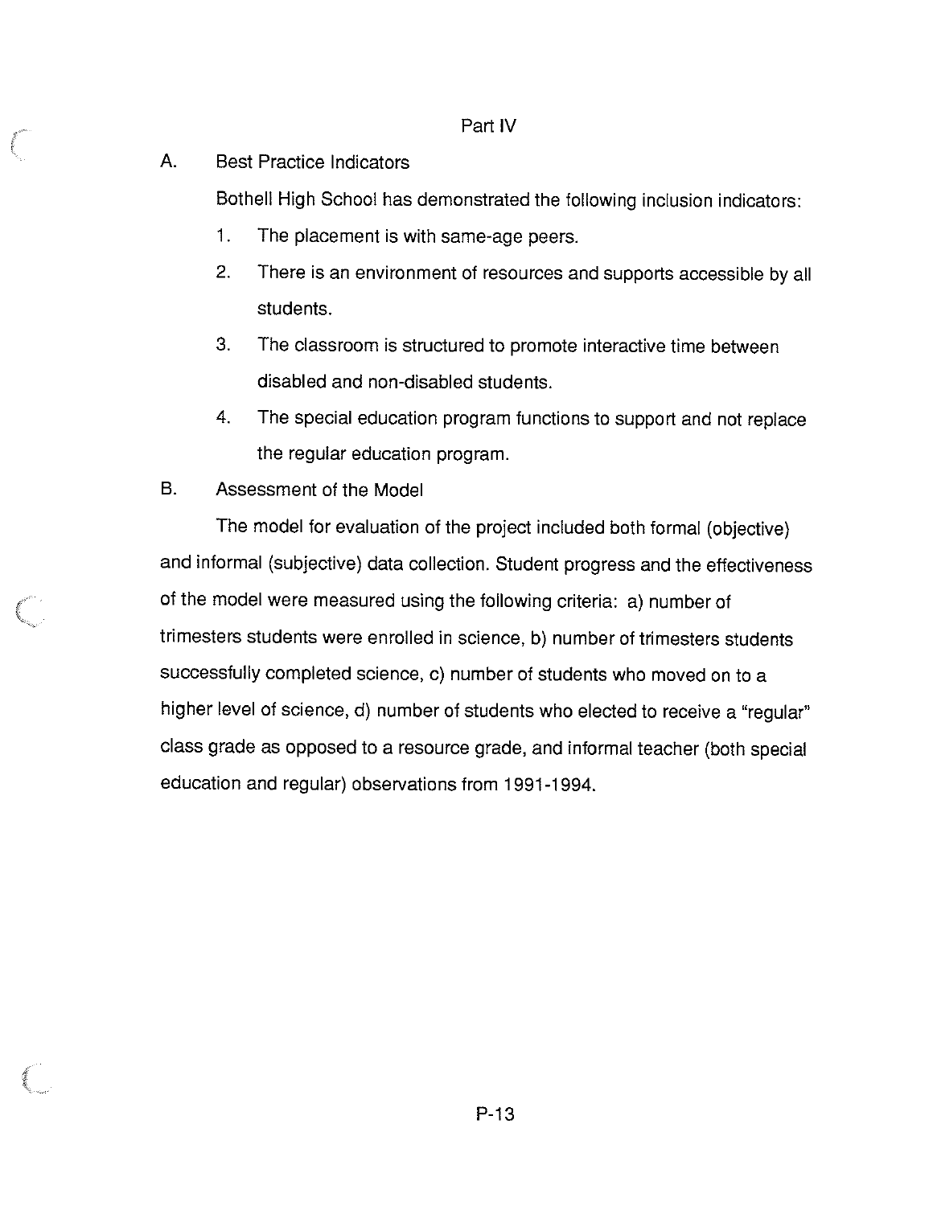# Part IV

## A. Best Practice Indicators

Bothell High School has demonstrated the following inclusion indicators:

1. The placement is with same-age peers.
2. There is an environment of resources and supports accessible by all students.
3. The classroom is structured to promote interactive time between disabled and non-disabled students.
4. The special education program functions to support and not replace the regular education program.

## B. Assessment of the Model

The model for evaluation of the project included both formal (objective) and informal (subjective) data collection. Student progress and the effectiveness of the model were measured using the following criteria: a) number of trimesters students were enrolled in science, b) number of trimesters students successfully completed science, c) number of students who moved on to a higher level of science, d) number of students who elected to receive a "regular" class grade as opposed to a resource grade, and informal teacher (both special education and regular) observations from 1991-1994.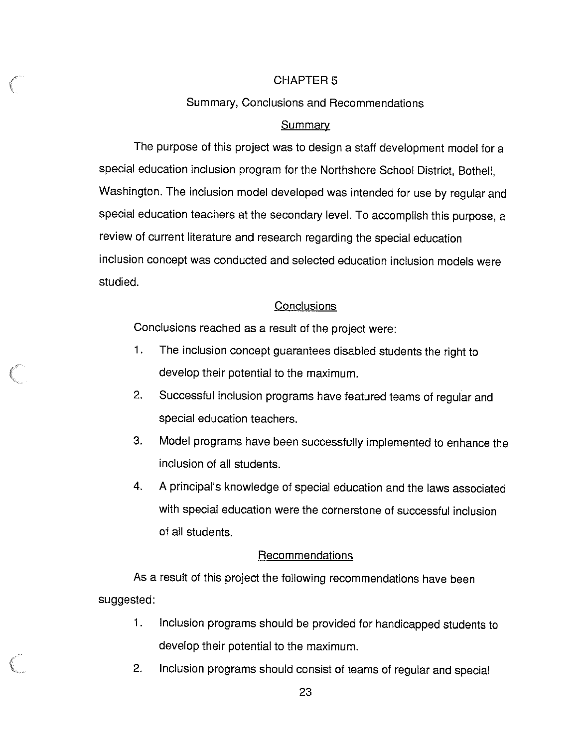# CHAPTER 5

## Summary, Conclusions and Recommendations

### Summary

The purpose of this project was to design a staff development model for a special education inclusion program for the Northshore School District, Bothell, Washington. The inclusion model developed was intended for use by regular and special education teachers at the secondary level. To accomplish this purpose, a review of current literature and research regarding the special education inclusion concept was conducted and selected education inclusion models were studied.

### Conclusions

Conclusions reached as a result of the project were:

1. The inclusion concept guarantees disabled students the right to develop their potential to the maximum.
2. Successful inclusion programs have featured teams of regular and special education teachers.
3. Model programs have been successfully implemented to enhance the inclusion of all students.
4. A principal's knowledge of special education and the laws associated with special education were the cornerstone of successful inclusion of all students.

### Recommendations

As a result of this project the following recommendations have been suggested:

1. Inclusion programs should be provided for handicapped students to develop their potential to the maximum.
2. Inclusion programs should consist of teams of regular and special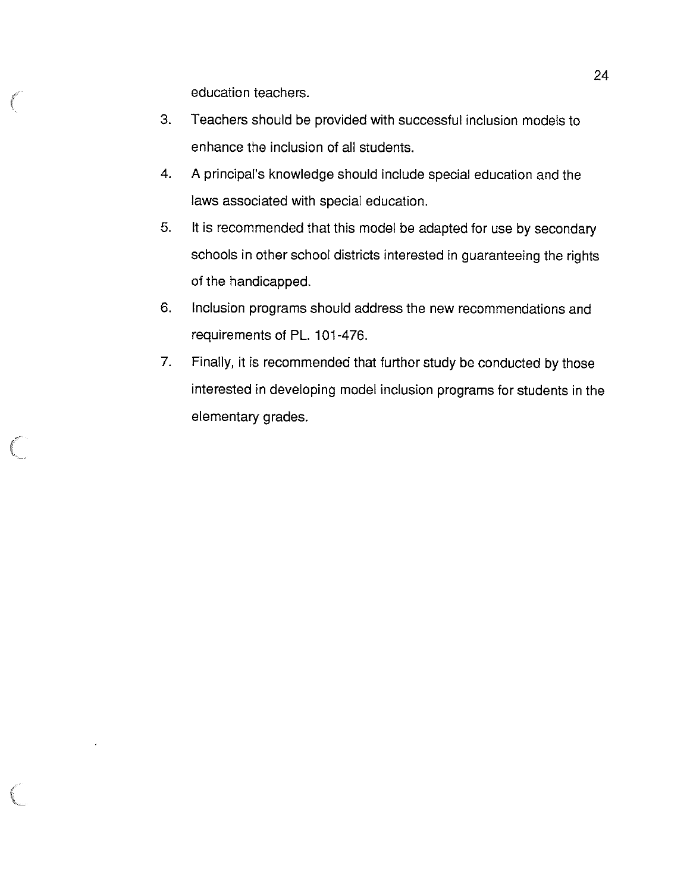education teachers.

3. Teachers should be provided with successful inclusion models to enhance the inclusion of all students.
4. A principal's knowledge should include special education and the laws associated with special education.
5. It is recommended that this model be adapted for use by secondary schools in other school districts interested in guaranteeing the rights of the handicapped.
6. Inclusion programs should address the new recommendations and requirements of PL. 101-476.
7. Finally, it is recommended that further study be conducted by those interested in developing model inclusion programs for students in the elementary grades.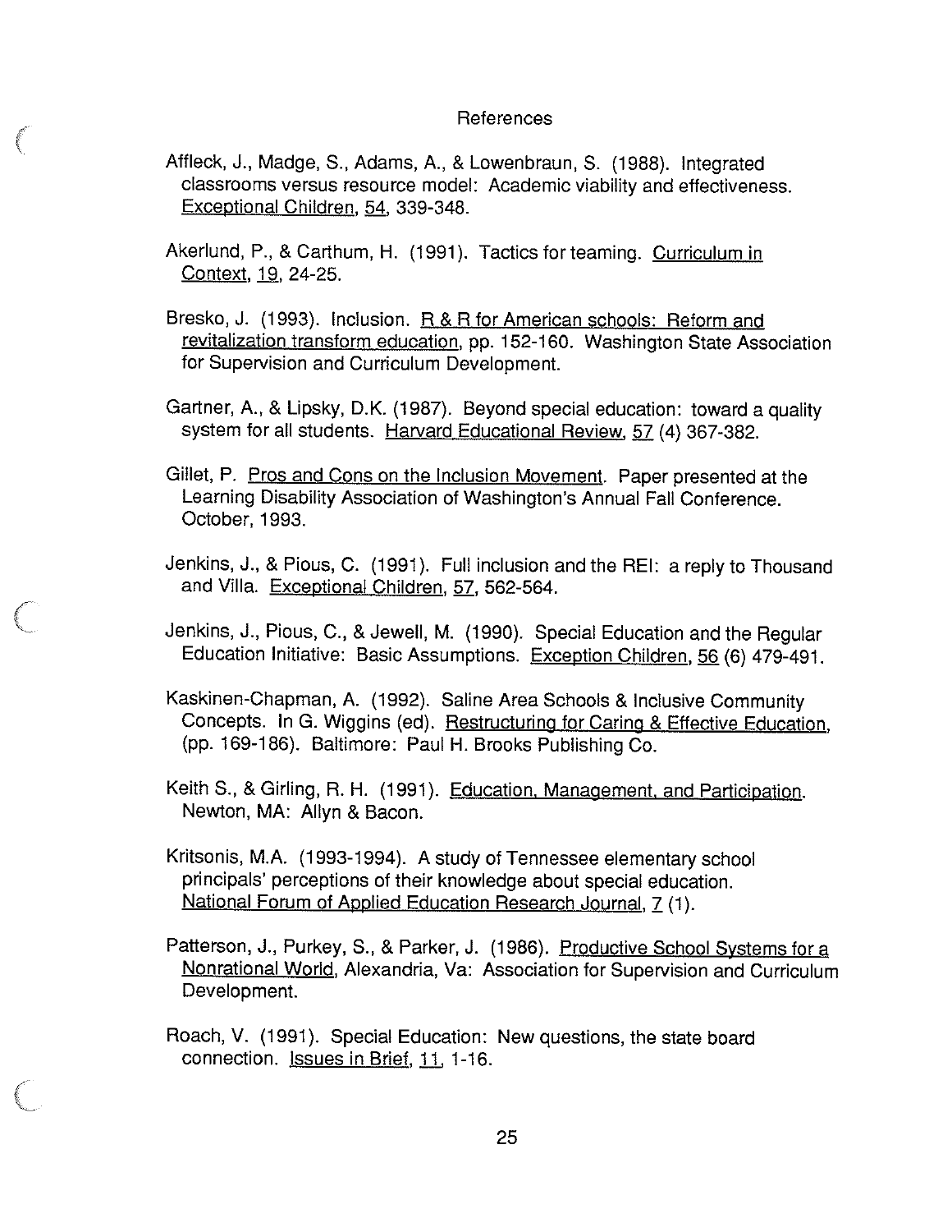# References

Affleck, J., Madge, S., Adams, A., & Lowenbraun, S. (1988). Integrated classrooms versus resource model: Academic viability and effectiveness. Exceptional Children, 54, 339-348.

Akerlund, P., & Carthum, H. (1991). Tactics for teaming. Curriculum in Context, 19, 24-25.

Bresko, J. (1993). Inclusion. R & R for American schools: Reform and revitalization transform education, pp. 152-160. Washington State Association for Supervision and Curriculum Development.

Gartner, A., & Lipsky, D.K. (1987). Beyond special education: toward a quality system for all students. Harvard Educational Review, 57 (4) 367-382.

Gillet, P. Pros and Cons on the Inclusion Movement. Paper presented at the Learning Disability Association of Washington's Annual Fall Conference. October, 1993.

Jenkins, J., & Pious, C. (1991). Full inclusion and the REI: a reply to Thousand and Villa. Exceptional Children, 57, 562-564.

Jenkins, J., Pious, C., & Jewell, M. (1990). Special Education and the Regular Education Initiative: Basic Assumptions. Exception Children, 56 (6) 479-491.

Kaskinen-Chapman, A. (1992). Saline Area Schools & Inclusive Community Concepts. In G. Wiggins (ed). Restructuring for Caring & Effective Education, (pp. 169-186). Baltimore: Paul H. Brooks Publishing Co.

Keith S., & Girling, R. H. (1991). Education, Management, and Participation. Newton, MA: Allyn & Bacon.

Kritsonis, M.A. (1993-1994). A study of Tennessee elementary school principals' perceptions of their knowledge about special education. National Forum of Applied Education Research Journal, 7 (1).

Patterson, J., Purkey, S., & Parker, J. (1986). Productive School Systems for a Nonrational World, Alexandria, Va: Association for Supervision and Curriculum Development.

Roach, V. (1991). Special Education: New questions, the state board connection. Issues in Brief, 11, 1-16.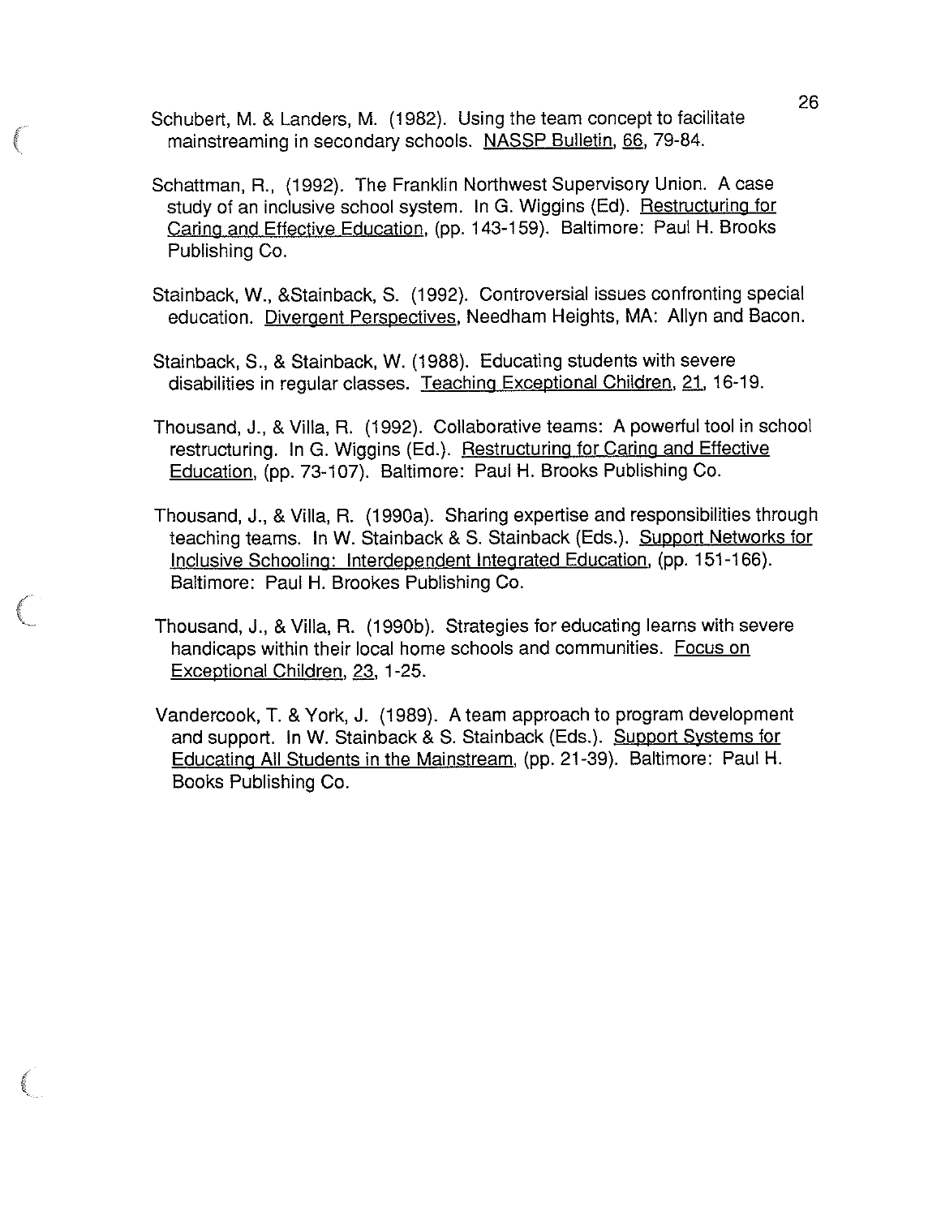Schubert, M. & Landers, M. (1982). Using the team concept to facilitate mainstreaming in secondary schools. NASSP Bulletin, 66, 79-84.

Schattman, R., (1992). The Franklin Northwest Supervisory Union. A case study of an inclusive school system. In G. Wiggins (Ed). Restructuring for Caring and Effective Education, (pp. 143-159). Baltimore: Paul H. Brooks Publishing Co.

Stainback, W., &Stainback, S. (1992). Controversial issues confronting special education. Divergent Perspectives, Needham Heights, MA: Allyn and Bacon.

Stainback, S., & Stainback, W. (1988). Educating students with severe disabilities in regular classes. Teaching Exceptional Children, 21, 16-19.

Thousand, J., & Villa, R. (1992). Collaborative teams: A powerful tool in school restructuring. In G. Wiggins (Ed.). Restructuring for Caring and Effective Education, (pp. 73-107). Baltimore: Paul H. Brooks Publishing Co.

Thousand, J., & Villa, R. (1990a). Sharing expertise and responsibilities through teaching teams. In W. Stainback & S. Stainback (Eds.). Support Networks for Inclusive Schooling: Interdependent Integrated Education, (pp. 151-166). Baltimore: Paul H. Brookes Publishing Co.

Thousand, J., & Villa, R. (1990b). Strategies for educating learns with severe handicaps within their local home schools and communities. Focus on Exceptional Children, 23, 1-25.

Vandercook, T. & York, J. (1989). A team approach to program development and support. In W. Stainback & S. Stainback (Eds.). Support Systems for Educating All Students in the Mainstream, (pp. 21-39). Baltimore: Paul H. Books Publishing Co.